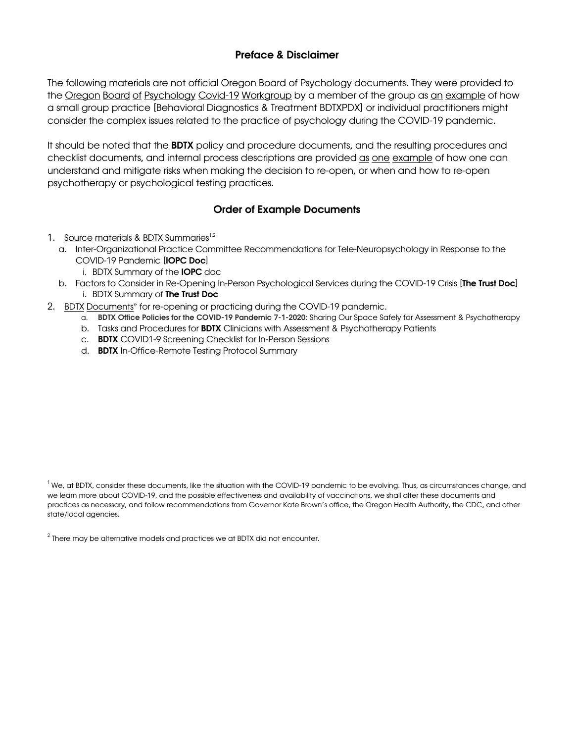## Preface & Disclaimer

The following materials are not official Oregon Board of Psychology documents. They were provided to the Oregon Board of Psychology Covid-19 Workgroup by a member of the group as an example of how a small group practice [Behavioral Diagnostics & Treatment BDTXPDX] or individual practitioners might consider the complex issues related to the practice of psychology during the COVID-19 pandemic.

It should be noted that the **BDTX** policy and procedure documents, and the resulting procedures and checklist documents, and internal process descriptions are provided as one example of how one can understand and mitigate risks when making the decision to re-open, or when and how to re-open psychotherapy or psychological testing practices.

## Order of Example Documents

1. Source materials & BDTX Summaries[1,2]
   a. Inter-Organizational Practice Committee Recommendations for Tele-Neuropsychology in Response to the COVID-19 Pandemic [**IOPC Doc**]
      i. BDTX Summary of the **IOPC** doc
   b. Factors to Consider in Re-Opening In-Person Psychological Services during the COVID-19 Crisis [**The Trust Doc**]
      i. BDTX Summary of **The Trust Doc**
2. BDTX Documents* for re-opening or practicing during the COVID-19 pandemic.
   a. **BDTX Office Policies for the COVID-19 Pandemic 7-1-2020:** Sharing Our Space Safely for Assessment & Psychotherapy
   b. Tasks and Procedures for **BDTX** Clinicians with Assessment & Psychotherapy Patients
   c. **BDTX** COVID1-9 Screening Checklist for In-Person Sessions
   d. **BDTX** In-Office-Remote Testing Protocol Summary

[1] We, at BDTX, consider these documents, like the situation with the COVID-19 pandemic to be evolving. Thus, as circumstances change, and we learn more about COVID-19, and the possible effectiveness and availability of vaccinations, we shall alter these documents and practices as necessary, and follow recommendations from Governor Kate Brown's office, the Oregon Health Authority, the CDC, and other state/local agencies.

[2] There may be alternative models and practices we at BDTX did not encounter.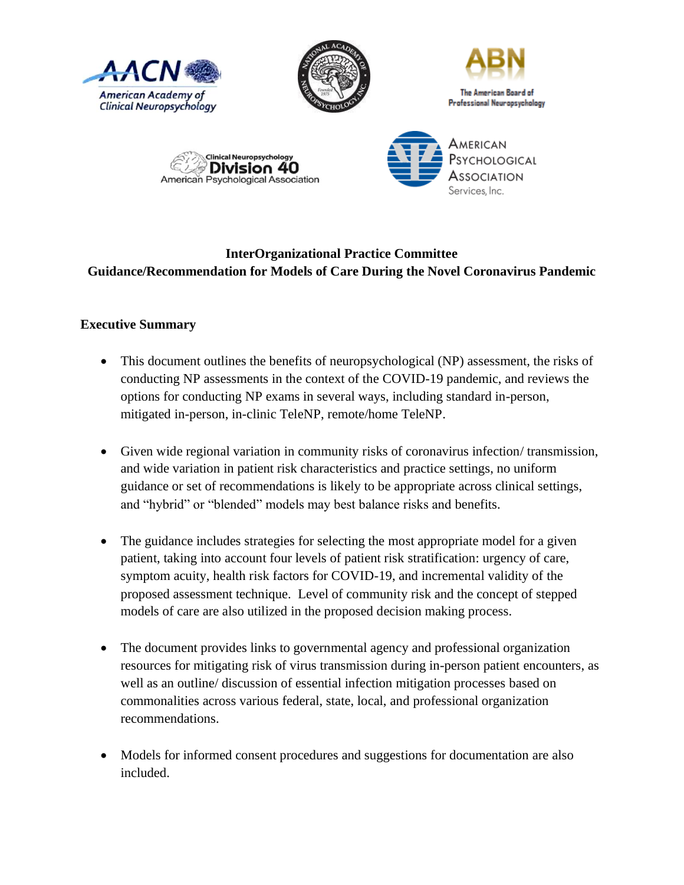**InterOrganizational Practice Committee**
**Guidance/Recommendation for Models of Care During the Novel Coronavirus Pandemic**

## Executive Summary

- This document outlines the benefits of neuropsychological (NP) assessment, the risks of conducting NP assessments in the context of the COVID-19 pandemic, and reviews the options for conducting NP exams in several ways, including standard in-person, mitigated in-person, in-clinic TeleNP, remote/home TeleNP.

- Given wide regional variation in community risks of coronavirus infection/ transmission, and wide variation in patient risk characteristics and practice settings, no uniform guidance or set of recommendations is likely to be appropriate across clinical settings, and "hybrid" or "blended" models may best balance risks and benefits.

- The guidance includes strategies for selecting the most appropriate model for a given patient, taking into account four levels of patient risk stratification: urgency of care, symptom acuity, health risk factors for COVID-19, and incremental validity of the proposed assessment technique. Level of community risk and the concept of stepped models of care are also utilized in the proposed decision making process.

- The document provides links to governmental agency and professional organization resources for mitigating risk of virus transmission during in-person patient encounters, as well as an outline/ discussion of essential infection mitigation processes based on commonalities across various federal, state, local, and professional organization recommendations.

- Models for informed consent procedures and suggestions for documentation are also included.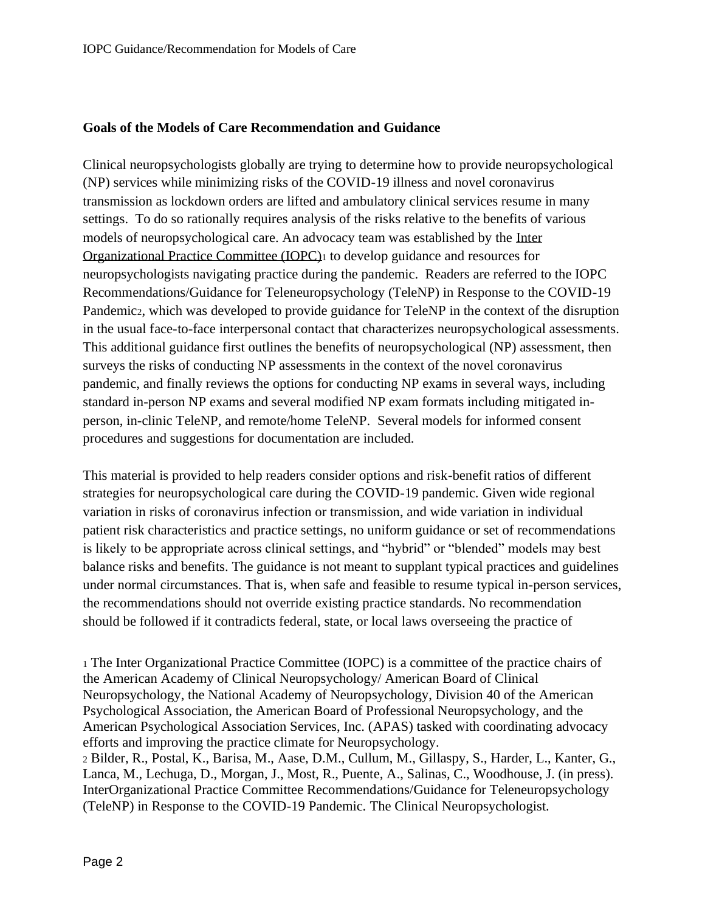## Goals of the Models of Care Recommendation and Guidance

Clinical neuropsychologists globally are trying to determine how to provide neuropsychological (NP) services while minimizing risks of the COVID-19 illness and novel coronavirus transmission as lockdown orders are lifted and ambulatory clinical services resume in many settings. To do so rationally requires analysis of the risks relative to the benefits of various models of neuropsychological care. An advocacy team was established by the Inter Organizational Practice Committee (IOPC)[1] to develop guidance and resources for neuropsychologists navigating practice during the pandemic. Readers are referred to the IOPC Recommendations/Guidance for Teleneuropsychology (TeleNP) in Response to the COVID-19 Pandemic[2], which was developed to provide guidance for TeleNP in the context of the disruption in the usual face-to-face interpersonal contact that characterizes neuropsychological assessments. This additional guidance first outlines the benefits of neuropsychological (NP) assessment, then surveys the risks of conducting NP assessments in the context of the novel coronavirus pandemic, and finally reviews the options for conducting NP exams in several ways, including standard in-person NP exams and several modified NP exam formats including mitigated in-person, in-clinic TeleNP, and remote/home TeleNP. Several models for informed consent procedures and suggestions for documentation are included.

This material is provided to help readers consider options and risk-benefit ratios of different strategies for neuropsychological care during the COVID-19 pandemic. Given wide regional variation in risks of coronavirus infection or transmission, and wide variation in individual patient risk characteristics and practice settings, no uniform guidance or set of recommendations is likely to be appropriate across clinical settings, and "hybrid" or "blended" models may best balance risks and benefits. The guidance is not meant to supplant typical practices and guidelines under normal circumstances. That is, when safe and feasible to resume typical in-person services, the recommendations should not override existing practice standards. No recommendation should be followed if it contradicts federal, state, or local laws overseeing the practice of

[1] The Inter Organizational Practice Committee (IOPC) is a committee of the practice chairs of the American Academy of Clinical Neuropsychology/ American Board of Clinical Neuropsychology, the National Academy of Neuropsychology, Division 40 of the American Psychological Association, the American Board of Professional Neuropsychology, and the American Psychological Association Services, Inc. (APAS) tasked with coordinating advocacy efforts and improving the practice climate for Neuropsychology.

[2] Bilder, R., Postal, K., Barisa, M., Aase, D.M., Cullum, M., Gillaspy, S., Harder, L., Kanter, G., Lanca, M., Lechuga, D., Morgan, J., Most, R., Puente, A., Salinas, C., Woodhouse, J. (in press). InterOrganizational Practice Committee Recommendations/Guidance for Teleneuropsychology (TeleNP) in Response to the COVID-19 Pandemic. The Clinical Neuropsychologist.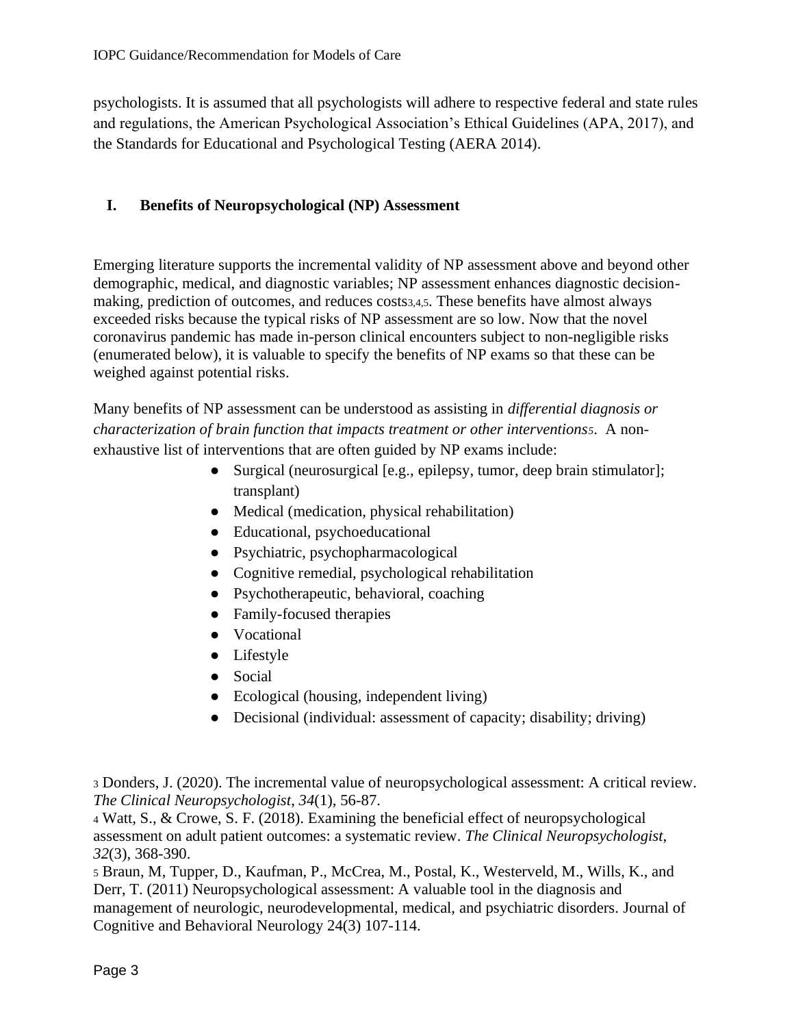psychologists. It is assumed that all psychologists will adhere to respective federal and state rules and regulations, the American Psychological Association's Ethical Guidelines (APA, 2017), and the Standards for Educational and Psychological Testing (AERA 2014).

## I. Benefits of Neuropsychological (NP) Assessment

Emerging literature supports the incremental validity of NP assessment above and beyond other demographic, medical, and diagnostic variables; NP assessment enhances diagnostic decision-making, prediction of outcomes, and reduces costs[3,4,5]. These benefits have almost always exceeded risks because the typical risks of NP assessment are so low. Now that the novel coronavirus pandemic has made in-person clinical encounters subject to non-negligible risks (enumerated below), it is valuable to specify the benefits of NP exams so that these can be weighed against potential risks.

Many benefits of NP assessment can be understood as assisting in *differential diagnosis or characterization of brain function that impacts treatment or other interventions*[5]. A non-exhaustive list of interventions that are often guided by NP exams include:

- Surgical (neurosurgical [e.g., epilepsy, tumor, deep brain stimulator]; transplant)
- Medical (medication, physical rehabilitation)
- Educational, psychoeducational
- Psychiatric, psychopharmacological
- Cognitive remedial, psychological rehabilitation
- Psychotherapeutic, behavioral, coaching
- Family-focused therapies
- Vocational
- Lifestyle
- Social
- Ecological (housing, independent living)
- Decisional (individual: assessment of capacity; disability; driving)

[3] Donders, J. (2020). The incremental value of neuropsychological assessment: A critical review. *The Clinical Neuropsychologist*, *34*(1), 56-87.

[4] Watt, S., & Crowe, S. F. (2018). Examining the beneficial effect of neuropsychological assessment on adult patient outcomes: a systematic review. *The Clinical Neuropsychologist*, *32*(3), 368-390.

[5] Braun, M, Tupper, D., Kaufman, P., McCrea, M., Postal, K., Westerveld, M., Wills, K., and Derr, T. (2011) Neuropsychological assessment: A valuable tool in the diagnosis and management of neurologic, neurodevelopmental, medical, and psychiatric disorders. Journal of Cognitive and Behavioral Neurology 24(3) 107-114.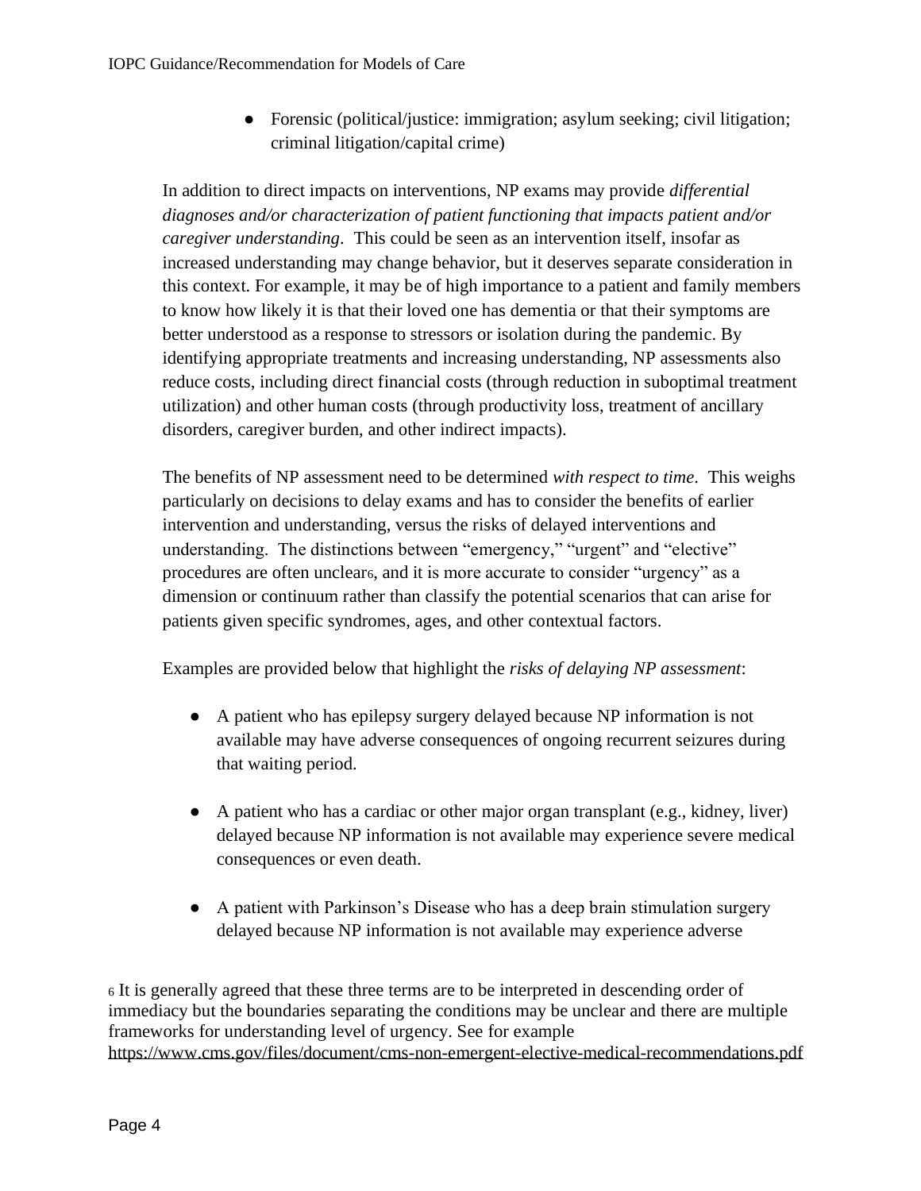- Forensic (political/justice: immigration; asylum seeking; civil litigation; criminal litigation/capital crime)

In addition to direct impacts on interventions, NP exams may provide *differential diagnoses and/or characterization of patient functioning that impacts patient and/or caregiver understanding*. This could be seen as an intervention itself, insofar as increased understanding may change behavior, but it deserves separate consideration in this context. For example, it may be of high importance to a patient and family members to know how likely it is that their loved one has dementia or that their symptoms are better understood as a response to stressors or isolation during the pandemic. By identifying appropriate treatments and increasing understanding, NP assessments also reduce costs, including direct financial costs (through reduction in suboptimal treatment utilization) and other human costs (through productivity loss, treatment of ancillary disorders, caregiver burden, and other indirect impacts).

The benefits of NP assessment need to be determined *with respect to time*. This weighs particularly on decisions to delay exams and has to consider the benefits of earlier intervention and understanding, versus the risks of delayed interventions and understanding. The distinctions between "emergency," "urgent" and "elective" procedures are often unclear[6], and it is more accurate to consider "urgency" as a dimension or continuum rather than classify the potential scenarios that can arise for patients given specific syndromes, ages, and other contextual factors.

Examples are provided below that highlight the *risks of delaying NP assessment*:

- A patient who has epilepsy surgery delayed because NP information is not available may have adverse consequences of ongoing recurrent seizures during that waiting period.

- A patient who has a cardiac or other major organ transplant (e.g., kidney, liver) delayed because NP information is not available may experience severe medical consequences or even death.

- A patient with Parkinson's Disease who has a deep brain stimulation surgery delayed because NP information is not available may experience adverse

[6] It is generally agreed that these three terms are to be interpreted in descending order of immediacy but the boundaries separating the conditions may be unclear and there are multiple frameworks for understanding level of urgency. See for example https://www.cms.gov/files/document/cms-non-emergent-elective-medical-recommendations.pdf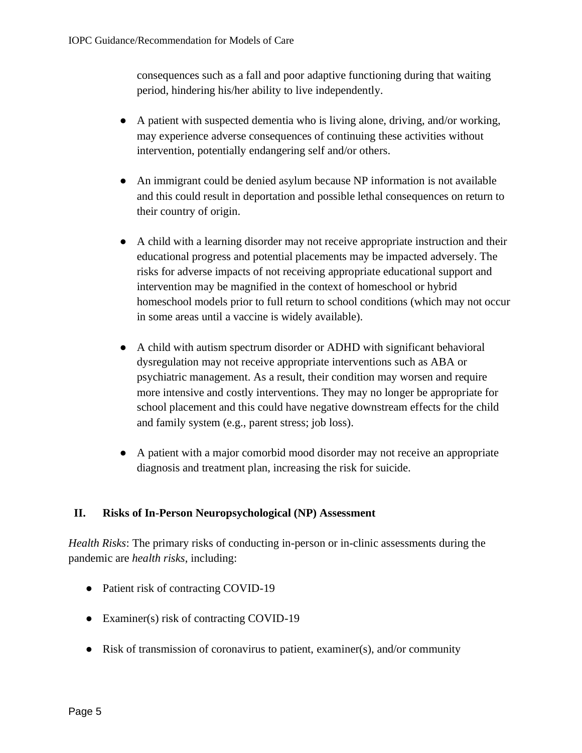consequences such as a fall and poor adaptive functioning during that waiting period, hindering his/her ability to live independently.

- A patient with suspected dementia who is living alone, driving, and/or working, may experience adverse consequences of continuing these activities without intervention, potentially endangering self and/or others.

- An immigrant could be denied asylum because NP information is not available and this could result in deportation and possible lethal consequences on return to their country of origin.

- A child with a learning disorder may not receive appropriate instruction and their educational progress and potential placements may be impacted adversely. The risks for adverse impacts of not receiving appropriate educational support and intervention may be magnified in the context of homeschool or hybrid homeschool models prior to full return to school conditions (which may not occur in some areas until a vaccine is widely available).

- A child with autism spectrum disorder or ADHD with significant behavioral dysregulation may not receive appropriate interventions such as ABA or psychiatric management. As a result, their condition may worsen and require more intensive and costly interventions. They may no longer be appropriate for school placement and this could have negative downstream effects for the child and family system (e.g., parent stress; job loss).

- A patient with a major comorbid mood disorder may not receive an appropriate diagnosis and treatment plan, increasing the risk for suicide.

## II. Risks of In-Person Neuropsychological (NP) Assessment

*Health Risks*: The primary risks of conducting in-person or in-clinic assessments during the pandemic are *health risks*, including:

- Patient risk of contracting COVID-19
- Examiner(s) risk of contracting COVID-19
- Risk of transmission of coronavirus to patient, examiner(s), and/or community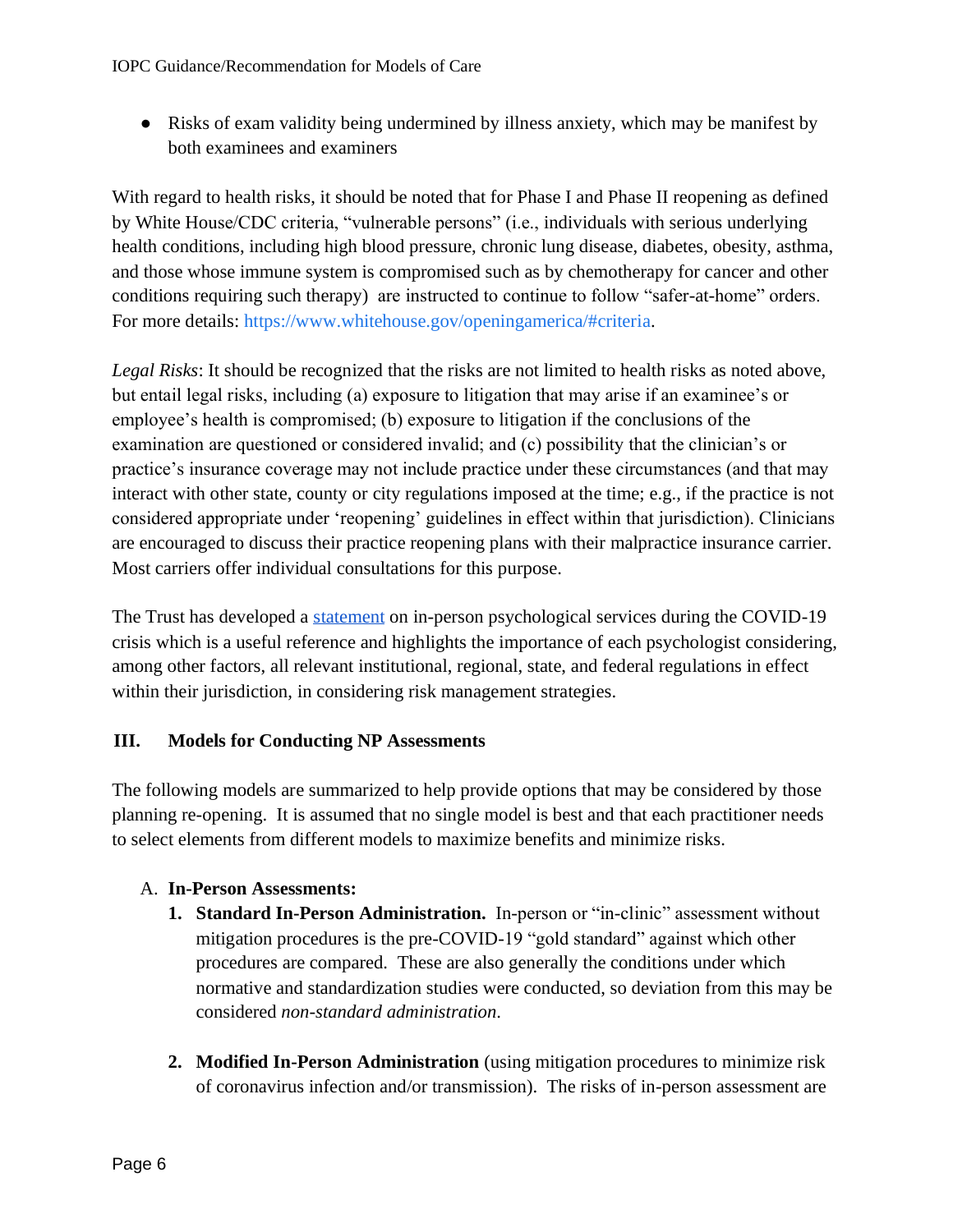- Risks of exam validity being undermined by illness anxiety, which may be manifest by both examinees and examiners

With regard to health risks, it should be noted that for Phase I and Phase II reopening as defined by White House/CDC criteria, "vulnerable persons" (i.e., individuals with serious underlying health conditions, including high blood pressure, chronic lung disease, diabetes, obesity, asthma, and those whose immune system is compromised such as by chemotherapy for cancer and other conditions requiring such therapy) are instructed to continue to follow "safer-at-home" orders. For more details: https://www.whitehouse.gov/openingamerica/#criteria.

*Legal Risks*: It should be recognized that the risks are not limited to health risks as noted above, but entail legal risks, including (a) exposure to litigation that may arise if an examinee's or employee's health is compromised; (b) exposure to litigation if the conclusions of the examination are questioned or considered invalid; and (c) possibility that the clinician's or practice's insurance coverage may not include practice under these circumstances (and that may interact with other state, county or city regulations imposed at the time; e.g., if the practice is not considered appropriate under 'reopening' guidelines in effect within that jurisdiction). Clinicians are encouraged to discuss their practice reopening plans with their malpractice insurance carrier. Most carriers offer individual consultations for this purpose.

The Trust has developed a statement on in-person psychological services during the COVID-19 crisis which is a useful reference and highlights the importance of each psychologist considering, among other factors, all relevant institutional, regional, state, and federal regulations in effect within their jurisdiction, in considering risk management strategies.

## III. Models for Conducting NP Assessments

The following models are summarized to help provide options that may be considered by those planning re-opening. It is assumed that no single model is best and that each practitioner needs to select elements from different models to maximize benefits and minimize risks.

A. **In-Person Assessments:**

1. **Standard In-Person Administration.** In-person or "in-clinic" assessment without mitigation procedures is the pre-COVID-19 "gold standard" against which other procedures are compared. These are also generally the conditions under which normative and standardization studies were conducted, so deviation from this may be considered *non-standard administration*.

2. **Modified In-Person Administration** (using mitigation procedures to minimize risk of coronavirus infection and/or transmission). The risks of in-person assessment are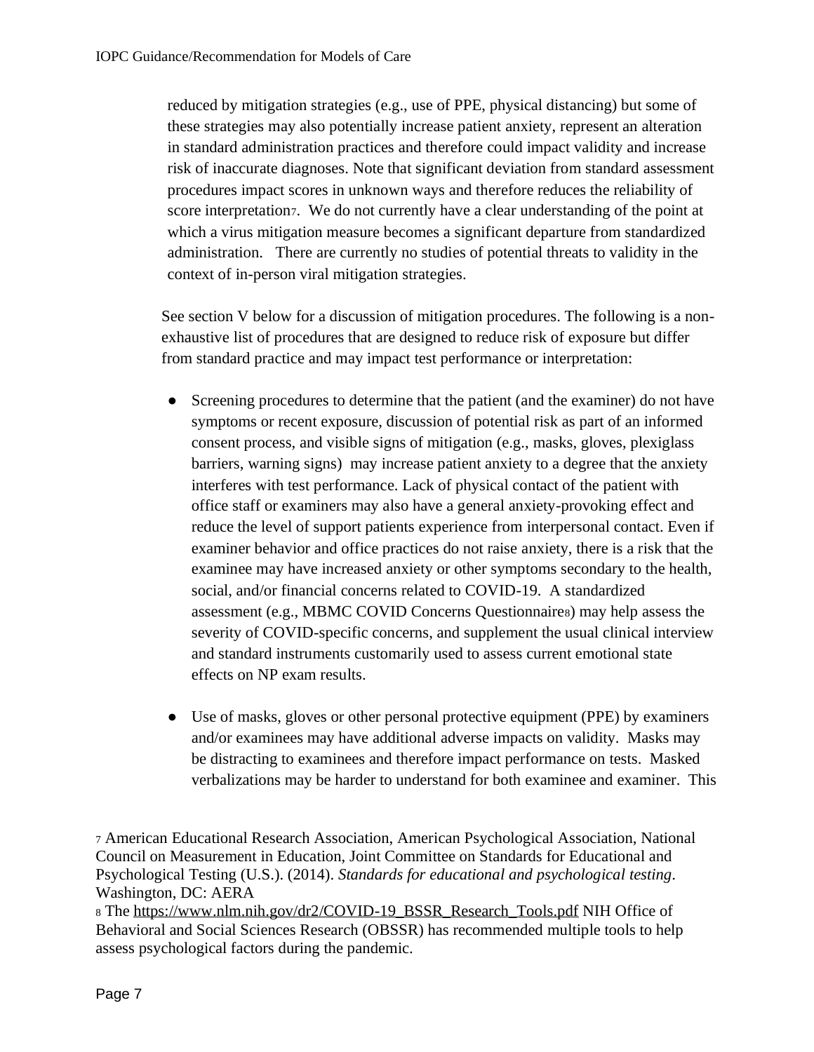reduced by mitigation strategies (e.g., use of PPE, physical distancing) but some of these strategies may also potentially increase patient anxiety, represent an alteration in standard administration practices and therefore could impact validity and increase risk of inaccurate diagnoses. Note that significant deviation from standard assessment procedures impact scores in unknown ways and therefore reduces the reliability of score interpretation[7]. We do not currently have a clear understanding of the point at which a virus mitigation measure becomes a significant departure from standardized administration. There are currently no studies of potential threats to validity in the context of in-person viral mitigation strategies.

See section V below for a discussion of mitigation procedures. The following is a non-exhaustive list of procedures that are designed to reduce risk of exposure but differ from standard practice and may impact test performance or interpretation:

- Screening procedures to determine that the patient (and the examiner) do not have symptoms or recent exposure, discussion of potential risk as part of an informed consent process, and visible signs of mitigation (e.g., masks, gloves, plexiglass barriers, warning signs) may increase patient anxiety to a degree that the anxiety interferes with test performance. Lack of physical contact of the patient with office staff or examiners may also have a general anxiety-provoking effect and reduce the level of support patients experience from interpersonal contact. Even if examiner behavior and office practices do not raise anxiety, there is a risk that the examinee may have increased anxiety or other symptoms secondary to the health, social, and/or financial concerns related to COVID-19. A standardized assessment (e.g., MBMC COVID Concerns Questionnaire[8]) may help assess the severity of COVID-specific concerns, and supplement the usual clinical interview and standard instruments customarily used to assess current emotional state effects on NP exam results.

- Use of masks, gloves or other personal protective equipment (PPE) by examiners and/or examinees may have additional adverse impacts on validity. Masks may be distracting to examinees and therefore impact performance on tests. Masked verbalizations may be harder to understand for both examinee and examiner. This

---

[7] American Educational Research Association, American Psychological Association, National Council on Measurement in Education, Joint Committee on Standards for Educational and Psychological Testing (U.S.). (2014). *Standards for educational and psychological testing*. Washington, DC: AERA

[8] The https://www.nlm.nih.gov/dr2/COVID-19_BSSR_Research_Tools.pdf NIH Office of Behavioral and Social Sciences Research (OBSSR) has recommended multiple tools to help assess psychological factors during the pandemic.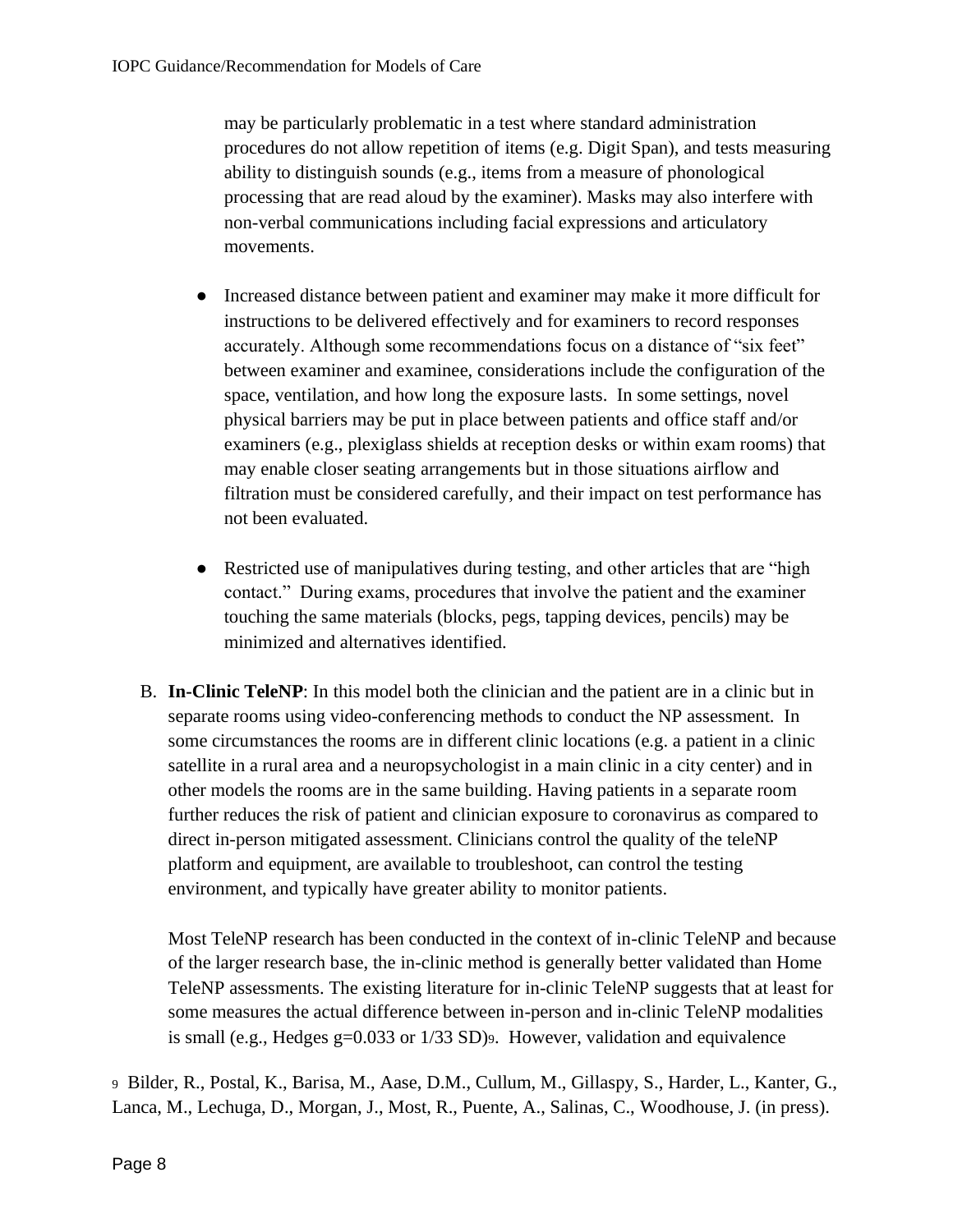may be particularly problematic in a test where standard administration procedures do not allow repetition of items (e.g. Digit Span), and tests measuring ability to distinguish sounds (e.g., items from a measure of phonological processing that are read aloud by the examiner). Masks may also interfere with non-verbal communications including facial expressions and articulatory movements.

- Increased distance between patient and examiner may make it more difficult for instructions to be delivered effectively and for examiners to record responses accurately. Although some recommendations focus on a distance of "six feet" between examiner and examinee, considerations include the configuration of the space, ventilation, and how long the exposure lasts. In some settings, novel physical barriers may be put in place between patients and office staff and/or examiners (e.g., plexiglass shields at reception desks or within exam rooms) that may enable closer seating arrangements but in those situations airflow and filtration must be considered carefully, and their impact on test performance has not been evaluated.

- Restricted use of manipulatives during testing, and other articles that are "high contact." During exams, procedures that involve the patient and the examiner touching the same materials (blocks, pegs, tapping devices, pencils) may be minimized and alternatives identified.

B. **In-Clinic TeleNP**: In this model both the clinician and the patient are in a clinic but in separate rooms using video-conferencing methods to conduct the NP assessment. In some circumstances the rooms are in different clinic locations (e.g. a patient in a clinic satellite in a rural area and a neuropsychologist in a main clinic in a city center) and in other models the rooms are in the same building. Having patients in a separate room further reduces the risk of patient and clinician exposure to coronavirus as compared to direct in-person mitigated assessment. Clinicians control the quality of the teleNP platform and equipment, are available to troubleshoot, can control the testing environment, and typically have greater ability to monitor patients.

   Most TeleNP research has been conducted in the context of in-clinic TeleNP and because of the larger research base, the in-clinic method is generally better validated than Home TeleNP assessments. The existing literature for in-clinic TeleNP suggests that at least for some measures the actual difference between in-person and in-clinic TeleNP modalities is small (e.g., Hedges g=0.033 or 1/33 SD)[9]. However, validation and equivalence

[9] Bilder, R., Postal, K., Barisa, M., Aase, D.M., Cullum, M., Gillaspy, S., Harder, L., Kanter, G., Lanca, M., Lechuga, D., Morgan, J., Most, R., Puente, A., Salinas, C., Woodhouse, J. (in press).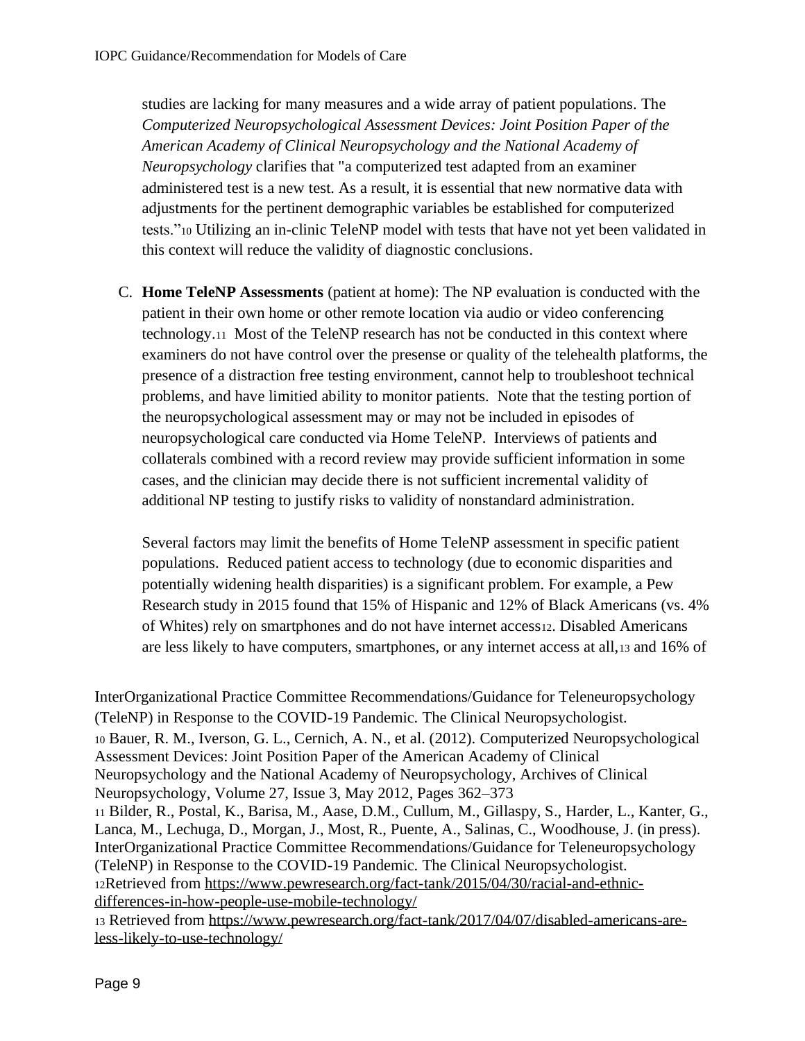studies are lacking for many measures and a wide array of patient populations. The *Computerized Neuropsychological Assessment Devices: Joint Position Paper of the American Academy of Clinical Neuropsychology and the National Academy of Neuropsychology* clarifies that "a computerized test adapted from an examiner administered test is a new test. As a result, it is essential that new normative data with adjustments for the pertinent demographic variables be established for computerized tests."[10] Utilizing an in-clinic TeleNP model with tests that have not yet been validated in this context will reduce the validity of diagnostic conclusions.

C. **Home TeleNP Assessments** (patient at home): The NP evaluation is conducted with the patient in their own home or other remote location via audio or video conferencing technology.[11] Most of the TeleNP research has not be conducted in this context where examiners do not have control over the presense or quality of the telehealth platforms, the presence of a distraction free testing environment, cannot help to troubleshoot technical problems, and have limitied ability to monitor patients. Note that the testing portion of the neuropsychological assessment may or may not be included in episodes of neuropsychological care conducted via Home TeleNP. Interviews of patients and collaterals combined with a record review may provide sufficient information in some cases, and the clinician may decide there is not sufficient incremental validity of additional NP testing to justify risks to validity of nonstandard administration.

   Several factors may limit the benefits of Home TeleNP assessment in specific patient populations. Reduced patient access to technology (due to economic disparities and potentially widening health disparities) is a significant problem. For example, a Pew Research study in 2015 found that 15% of Hispanic and 12% of Black Americans (vs. 4% of Whites) rely on smartphones and do not have internet access[12]. Disabled Americans are less likely to have computers, smartphones, or any internet access at all,[13] and 16% of

---

InterOrganizational Practice Committee Recommendations/Guidance for Teleneuropsychology (TeleNP) in Response to the COVID-19 Pandemic. The Clinical Neuropsychologist.

[10] Bauer, R. M., Iverson, G. L., Cernich, A. N., et al. (2012). Computerized Neuropsychological Assessment Devices: Joint Position Paper of the American Academy of Clinical Neuropsychology and the National Academy of Neuropsychology, Archives of Clinical Neuropsychology, Volume 27, Issue 3, May 2012, Pages 362–373

[11] Bilder, R., Postal, K., Barisa, M., Aase, D.M., Cullum, M., Gillaspy, S., Harder, L., Kanter, G., Lanca, M., Lechuga, D., Morgan, J., Most, R., Puente, A., Salinas, C., Woodhouse, J. (in press). InterOrganizational Practice Committee Recommendations/Guidance for Teleneuropsychology (TeleNP) in Response to the COVID-19 Pandemic. The Clinical Neuropsychologist.

[12] Retrieved from https://www.pewresearch.org/fact-tank/2015/04/30/racial-and-ethnic-differences-in-how-people-use-mobile-technology/

[13] Retrieved from https://www.pewresearch.org/fact-tank/2017/04/07/disabled-americans-are-less-likely-to-use-technology/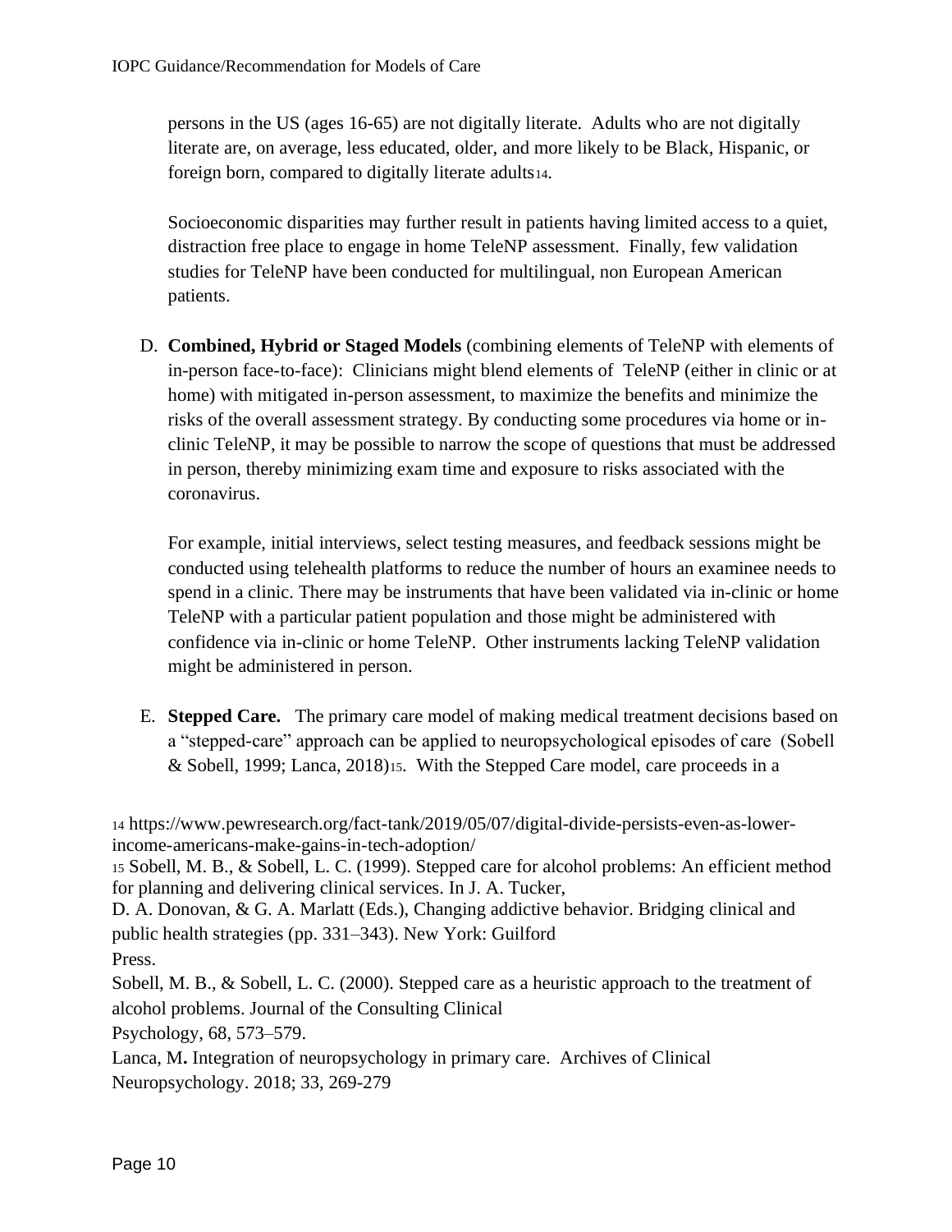persons in the US (ages 16-65) are not digitally literate. Adults who are not digitally literate are, on average, less educated, older, and more likely to be Black, Hispanic, or foreign born, compared to digitally literate adults[14].

Socioeconomic disparities may further result in patients having limited access to a quiet, distraction free place to engage in home TeleNP assessment. Finally, few validation studies for TeleNP have been conducted for multilingual, non European American patients.

D. **Combined, Hybrid or Staged Models** (combining elements of TeleNP with elements of in-person face-to-face): Clinicians might blend elements of TeleNP (either in clinic or at home) with mitigated in-person assessment, to maximize the benefits and minimize the risks of the overall assessment strategy. By conducting some procedures via home or in-clinic TeleNP, it may be possible to narrow the scope of questions that must be addressed in person, thereby minimizing exam time and exposure to risks associated with the coronavirus.

   For example, initial interviews, select testing measures, and feedback sessions might be conducted using telehealth platforms to reduce the number of hours an examinee needs to spend in a clinic. There may be instruments that have been validated via in-clinic or home TeleNP with a particular patient population and those might be administered with confidence via in-clinic or home TeleNP. Other instruments lacking TeleNP validation might be administered in person.

E. **Stepped Care.** The primary care model of making medical treatment decisions based on a "stepped-care" approach can be applied to neuropsychological episodes of care (Sobell & Sobell, 1999; Lanca, 2018)[15]. With the Stepped Care model, care proceeds in a

---

[14] https://www.pewresearch.org/fact-tank/2019/05/07/digital-divide-persists-even-as-lower-income-americans-make-gains-in-tech-adoption/

[15] Sobell, M. B., & Sobell, L. C. (1999). Stepped care for alcohol problems: An efficient method for planning and delivering clinical services. In J. A. Tucker, D. A. Donovan, & G. A. Marlatt (Eds.), Changing addictive behavior. Bridging clinical and public health strategies (pp. 331–343). New York: Guilford Press.

Sobell, M. B., & Sobell, L. C. (2000). Stepped care as a heuristic approach to the treatment of alcohol problems. Journal of the Consulting Clinical Psychology, 68, 573–579.

Lanca, M**.** Integration of neuropsychology in primary care. Archives of Clinical Neuropsychology. 2018; 33, 269-279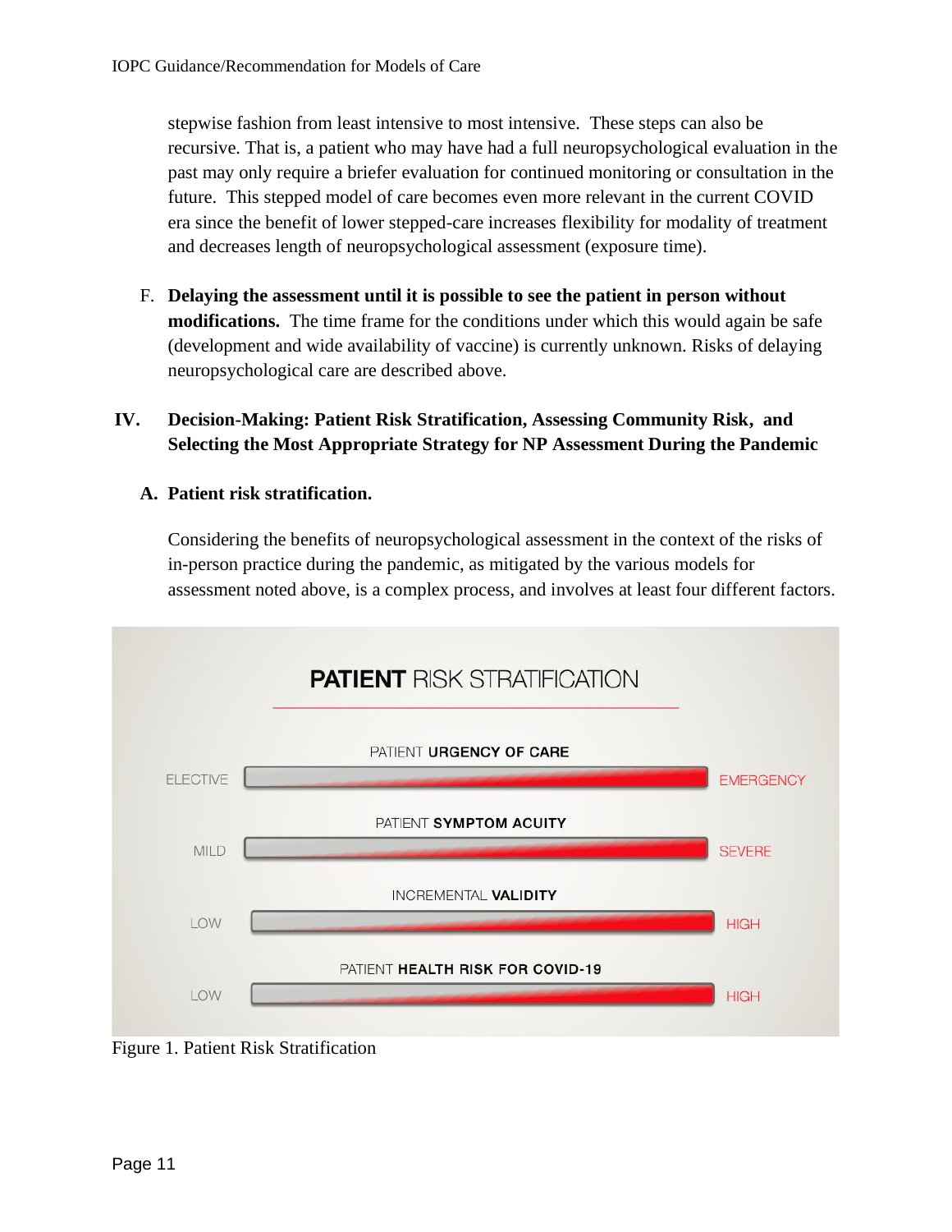stepwise fashion from least intensive to most intensive. These steps can also be recursive. That is, a patient who may have had a full neuropsychological evaluation in the past may only require a briefer evaluation for continued monitoring or consultation in the future. This stepped model of care becomes even more relevant in the current COVID era since the benefit of lower stepped-care increases flexibility for modality of treatment and decreases length of neuropsychological assessment (exposure time).

F. **Delaying the assessment until it is possible to see the patient in person without modifications.** The time frame for the conditions under which this would again be safe (development and wide availability of vaccine) is currently unknown. Risks of delaying neuropsychological care are described above.

## IV. Decision-Making: Patient Risk Stratification, Assessing Community Risk, and Selecting the Most Appropriate Strategy for NP Assessment During the Pandemic

### A. Patient risk stratification.

Considering the benefits of neuropsychological assessment in the context of the risks of in-person practice during the pandemic, as mitigated by the various models for assessment noted above, is a complex process, and involves at least four different factors.

**PATIENT RISK STRATIFICATION**

| Factor | Low end | High end |
| --- | --- | --- |
| PATIENT URGENCY OF CARE | ELECTIVE | EMERGENCY |
| PATIENT SYMPTOM ACUITY | MILD | SEVERE |
| INCREMENTAL VALIDITY | LOW | HIGH |
| PATIENT HEALTH RISK FOR COVID-19 | LOW | HIGH |

Figure 1. Patient Risk Stratification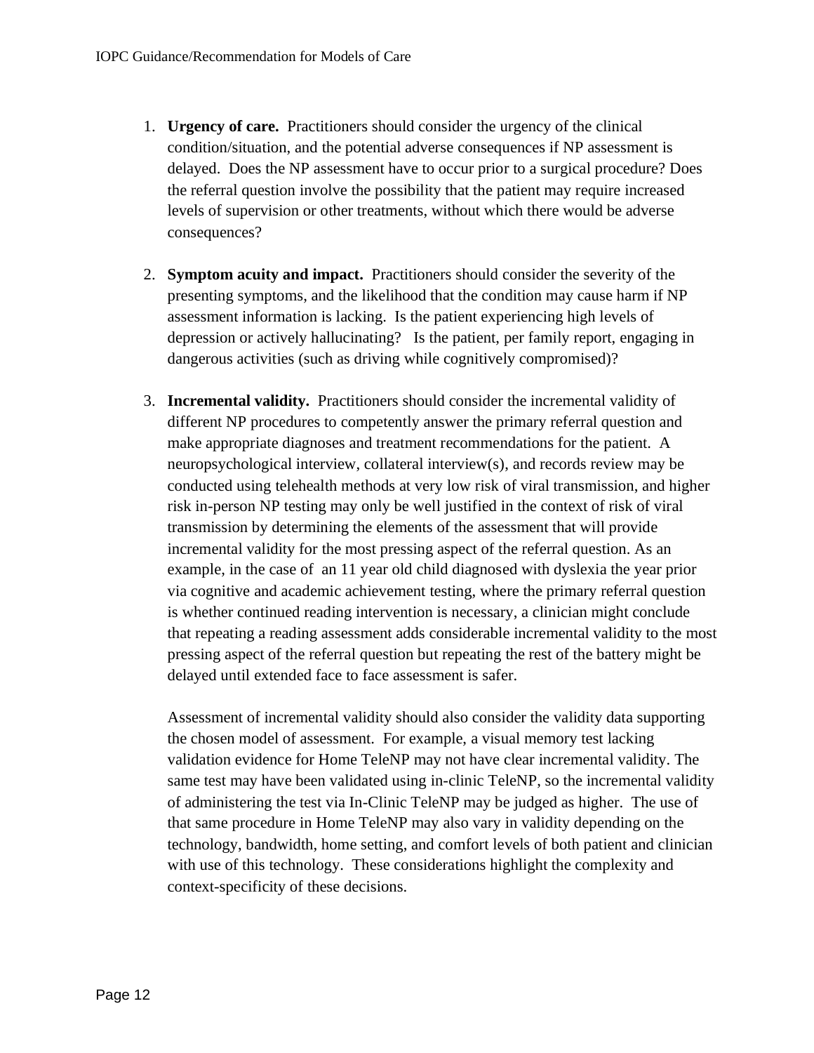1. **Urgency of care.** Practitioners should consider the urgency of the clinical condition/situation, and the potential adverse consequences if NP assessment is delayed. Does the NP assessment have to occur prior to a surgical procedure? Does the referral question involve the possibility that the patient may require increased levels of supervision or other treatments, without which there would be adverse consequences?

2. **Symptom acuity and impact.** Practitioners should consider the severity of the presenting symptoms, and the likelihood that the condition may cause harm if NP assessment information is lacking. Is the patient experiencing high levels of depression or actively hallucinating? Is the patient, per family report, engaging in dangerous activities (such as driving while cognitively compromised)?

3. **Incremental validity.** Practitioners should consider the incremental validity of different NP procedures to competently answer the primary referral question and make appropriate diagnoses and treatment recommendations for the patient. A neuropsychological interview, collateral interview(s), and records review may be conducted using telehealth methods at very low risk of viral transmission, and higher risk in-person NP testing may only be well justified in the context of risk of viral transmission by determining the elements of the assessment that will provide incremental validity for the most pressing aspect of the referral question. As an example, in the case of an 11 year old child diagnosed with dyslexia the year prior via cognitive and academic achievement testing, where the primary referral question is whether continued reading intervention is necessary, a clinician might conclude that repeating a reading assessment adds considerable incremental validity to the most pressing aspect of the referral question but repeating the rest of the battery might be delayed until extended face to face assessment is safer.

   Assessment of incremental validity should also consider the validity data supporting the chosen model of assessment. For example, a visual memory test lacking validation evidence for Home TeleNP may not have clear incremental validity. The same test may have been validated using in-clinic TeleNP, so the incremental validity of administering the test via In-Clinic TeleNP may be judged as higher. The use of that same procedure in Home TeleNP may also vary in validity depending on the technology, bandwidth, home setting, and comfort levels of both patient and clinician with use of this technology. These considerations highlight the complexity and context-specificity of these decisions.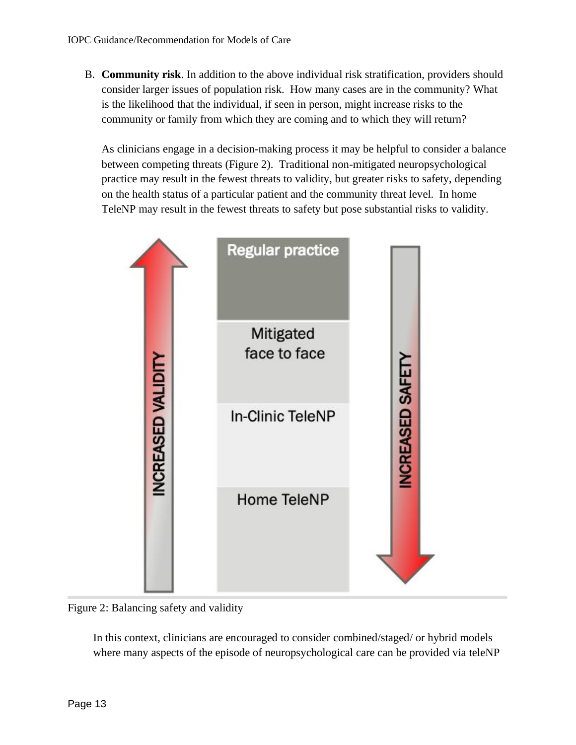B. **Community risk**. In addition to the above individual risk stratification, providers should consider larger issues of population risk. How many cases are in the community? What is the likelihood that the individual, if seen in person, might increase risks to the community or family from which they are coming and to which they will return?

   As clinicians engage in a decision-making process it may be helpful to consider a balance between competing threats (Figure 2). Traditional non-mitigated neuropsychological practice may result in the fewest threats to validity, but greater risks to safety, depending on the health status of a particular patient and the community threat level. In home TeleNP may result in the fewest threats to safety but pose substantial risks to validity.

Figure 2: Balancing safety and validity

In this context, clinicians are encouraged to consider combined/staged/ or hybrid models where many aspects of the episode of neuropsychological care can be provided via teleNP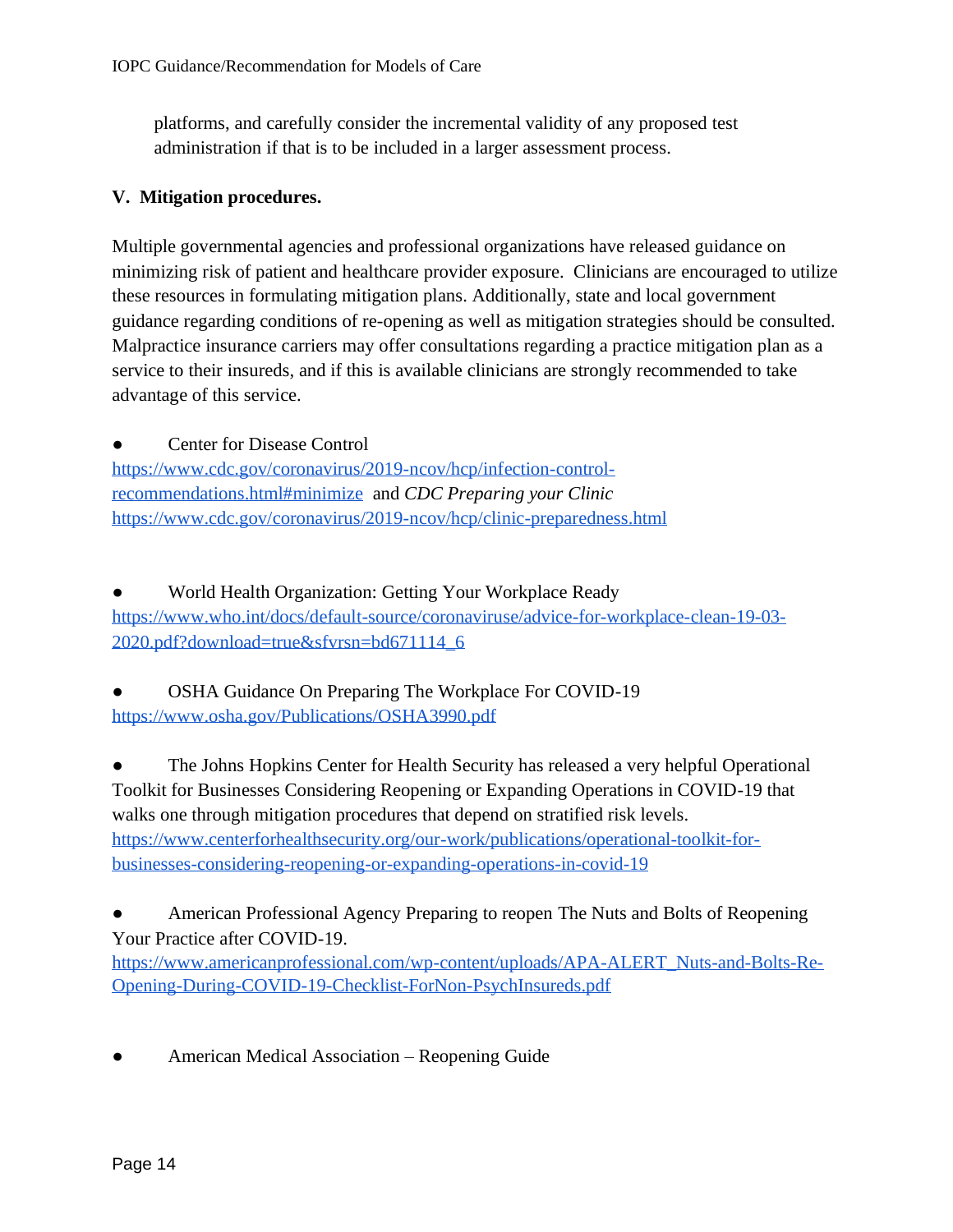platforms, and carefully consider the incremental validity of any proposed test administration if that is to be included in a larger assessment process.

## V. Mitigation procedures.

Multiple governmental agencies and professional organizations have released guidance on minimizing risk of patient and healthcare provider exposure. Clinicians are encouraged to utilize these resources in formulating mitigation plans. Additionally, state and local government guidance regarding conditions of re-opening as well as mitigation strategies should be consulted. Malpractice insurance carriers may offer consultations regarding a practice mitigation plan as a service to their insureds, and if this is available clinicians are strongly recommended to take advantage of this service.

- Center for Disease Control
https://www.cdc.gov/coronavirus/2019-ncov/hcp/infection-control-recommendations.html#minimize and *CDC Preparing your Clinic* https://www.cdc.gov/coronavirus/2019-ncov/hcp/clinic-preparedness.html

- World Health Organization: Getting Your Workplace Ready
https://www.who.int/docs/default-source/coronaviruse/advice-for-workplace-clean-19-03-2020.pdf?download=true&sfvrsn=bd671114_6

- OSHA Guidance On Preparing The Workplace For COVID-19
https://www.osha.gov/Publications/OSHA3990.pdf

- The Johns Hopkins Center for Health Security has released a very helpful Operational Toolkit for Businesses Considering Reopening or Expanding Operations in COVID-19 that walks one through mitigation procedures that depend on stratified risk levels.
https://www.centerforhealthsecurity.org/our-work/publications/operational-toolkit-for-businesses-considering-reopening-or-expanding-operations-in-covid-19

- American Professional Agency Preparing to reopen The Nuts and Bolts of Reopening Your Practice after COVID-19.
https://www.americanprofessional.com/wp-content/uploads/APA-ALERT_Nuts-and-Bolts-Re-Opening-During-COVID-19-Checklist-ForNon-PsychInsureds.pdf

- American Medical Association – Reopening Guide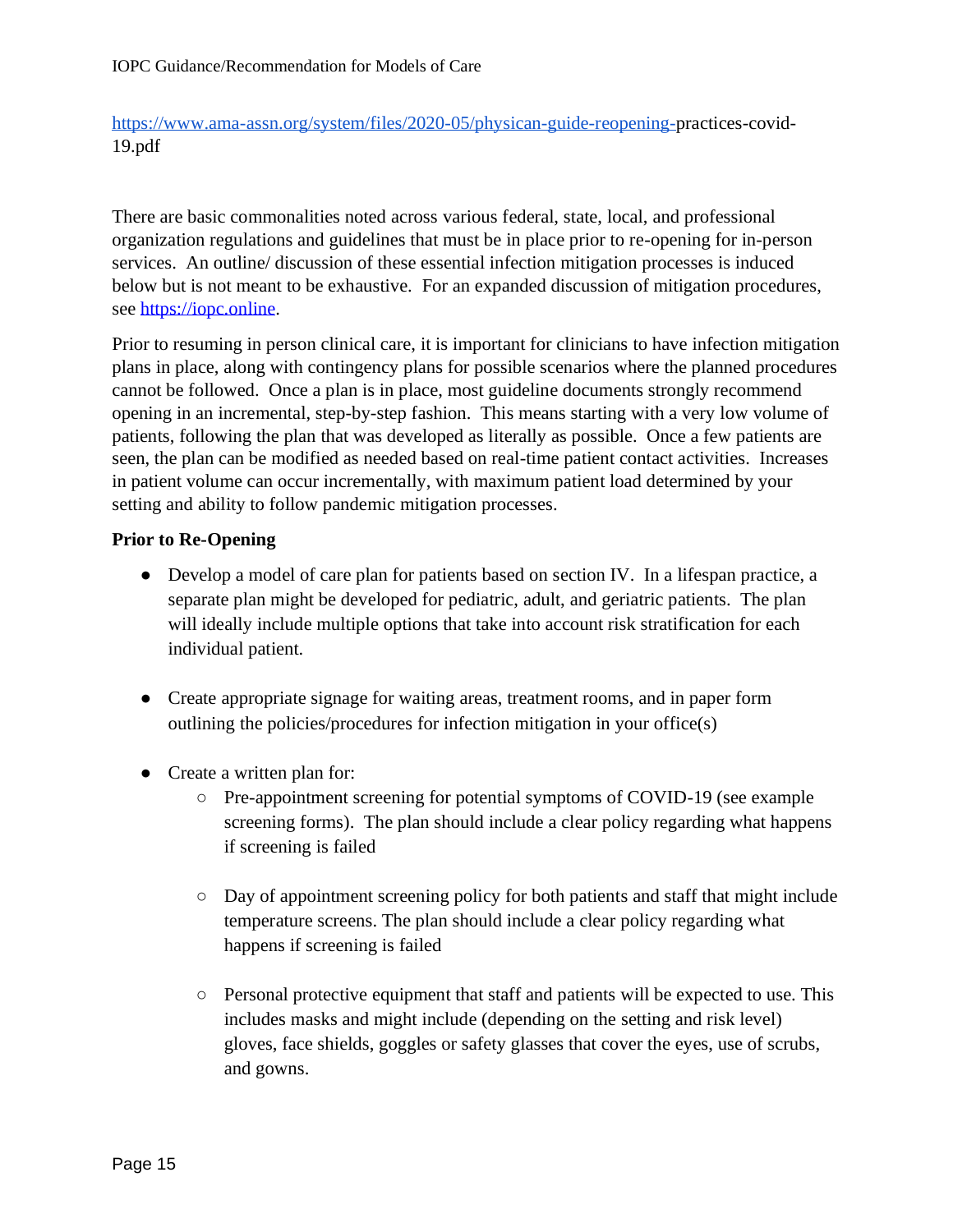https://www.ama-assn.org/system/files/2020-05/physican-guide-reopening-practices-covid-19.pdf

There are basic commonalities noted across various federal, state, local, and professional organization regulations and guidelines that must be in place prior to re-opening for in-person services. An outline/ discussion of these essential infection mitigation processes is induced below but is not meant to be exhaustive. For an expanded discussion of mitigation procedures, see https://iopc.online.

Prior to resuming in person clinical care, it is important for clinicians to have infection mitigation plans in place, along with contingency plans for possible scenarios where the planned procedures cannot be followed. Once a plan is in place, most guideline documents strongly recommend opening in an incremental, step-by-step fashion. This means starting with a very low volume of patients, following the plan that was developed as literally as possible. Once a few patients are seen, the plan can be modified as needed based on real-time patient contact activities. Increases in patient volume can occur incrementally, with maximum patient load determined by your setting and ability to follow pandemic mitigation processes.

**Prior to Re-Opening**

- Develop a model of care plan for patients based on section IV. In a lifespan practice, a separate plan might be developed for pediatric, adult, and geriatric patients. The plan will ideally include multiple options that take into account risk stratification for each individual patient.

- Create appropriate signage for waiting areas, treatment rooms, and in paper form outlining the policies/procedures for infection mitigation in your office(s)

- Create a written plan for:
  - Pre-appointment screening for potential symptoms of COVID-19 (see example screening forms). The plan should include a clear policy regarding what happens if screening is failed

  - Day of appointment screening policy for both patients and staff that might include temperature screens. The plan should include a clear policy regarding what happens if screening is failed

  - Personal protective equipment that staff and patients will be expected to use. This includes masks and might include (depending on the setting and risk level) gloves, face shields, goggles or safety glasses that cover the eyes, use of scrubs, and gowns.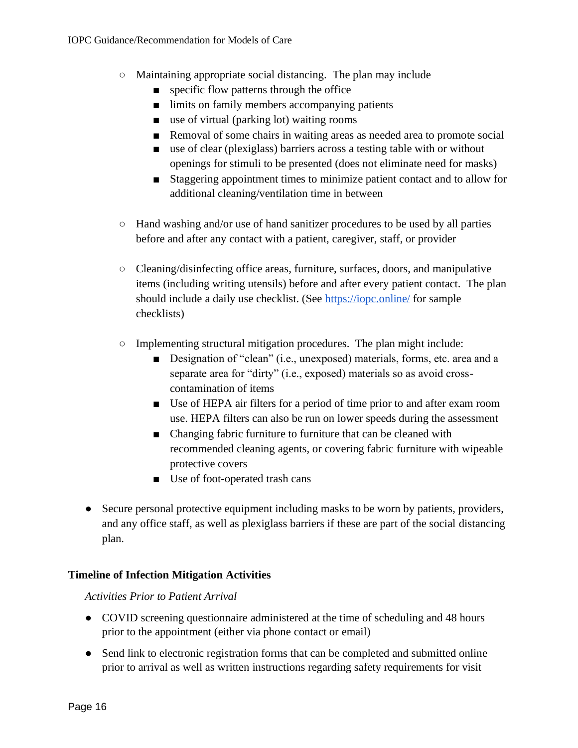- Maintaining appropriate social distancing. The plan may include
    - specific flow patterns through the office
    - limits on family members accompanying patients
    - use of virtual (parking lot) waiting rooms
    - Removal of some chairs in waiting areas as needed area to promote social
    - use of clear (plexiglass) barriers across a testing table with or without openings for stimuli to be presented (does not eliminate need for masks)
    - Staggering appointment times to minimize patient contact and to allow for additional cleaning/ventilation time in between

- Hand washing and/or use of hand sanitizer procedures to be used by all parties before and after any contact with a patient, caregiver, staff, or provider

- Cleaning/disinfecting office areas, furniture, surfaces, doors, and manipulative items (including writing utensils) before and after every patient contact. The plan should include a daily use checklist. (See [https://iopc.online/](https://iopc.online/) for sample checklists)

- Implementing structural mitigation procedures. The plan might include:
    - Designation of "clean" (i.e., unexposed) materials, forms, etc. area and a separate area for "dirty" (i.e., exposed) materials so as avoid cross-contamination of items
    - Use of HEPA air filters for a period of time prior to and after exam room use. HEPA filters can also be run on lower speeds during the assessment
    - Changing fabric furniture to furniture that can be cleaned with recommended cleaning agents, or covering fabric furniture with wipeable protective covers
    - Use of foot-operated trash cans

- Secure personal protective equipment including masks to be worn by patients, providers, and any office staff, as well as plexiglass barriers if these are part of the social distancing plan.

**Timeline of Infection Mitigation Activities**

*Activities Prior to Patient Arrival*

- COVID screening questionnaire administered at the time of scheduling and 48 hours prior to the appointment (either via phone contact or email)
- Send link to electronic registration forms that can be completed and submitted online prior to arrival as well as written instructions regarding safety requirements for visit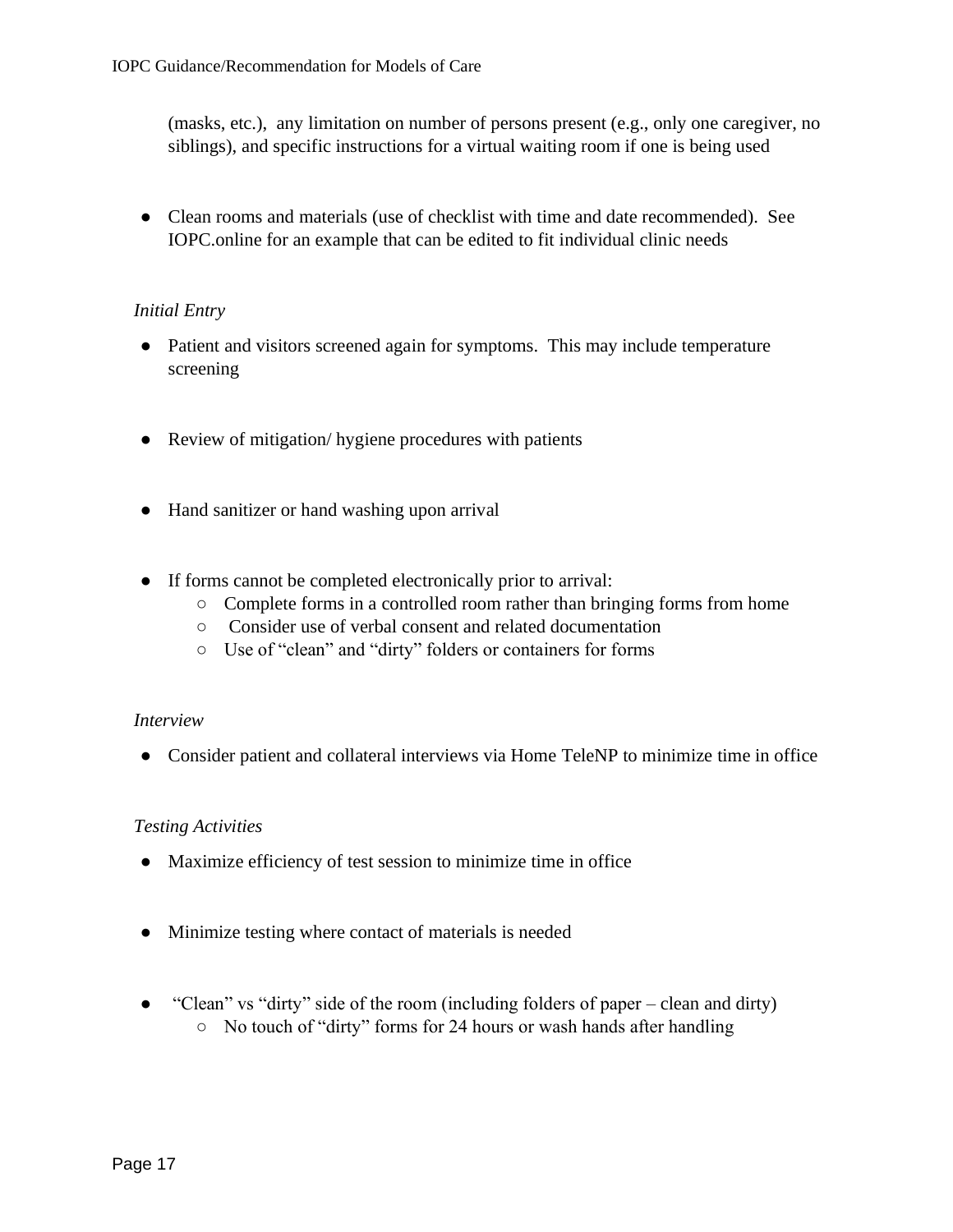(masks, etc.), any limitation on number of persons present (e.g., only one caregiver, no siblings), and specific instructions for a virtual waiting room if one is being used

- Clean rooms and materials (use of checklist with time and date recommended). See IOPC.online for an example that can be edited to fit individual clinic needs

*Initial Entry*

- Patient and visitors screened again for symptoms. This may include temperature screening

- Review of mitigation/ hygiene procedures with patients

- Hand sanitizer or hand washing upon arrival

- If forms cannot be completed electronically prior to arrival:
  - Complete forms in a controlled room rather than bringing forms from home
  - Consider use of verbal consent and related documentation
  - Use of "clean" and "dirty" folders or containers for forms

*Interview*

- Consider patient and collateral interviews via Home TeleNP to minimize time in office

*Testing Activities*

- Maximize efficiency of test session to minimize time in office

- Minimize testing where contact of materials is needed

- "Clean" vs "dirty" side of the room (including folders of paper – clean and dirty)
  - No touch of "dirty" forms for 24 hours or wash hands after handling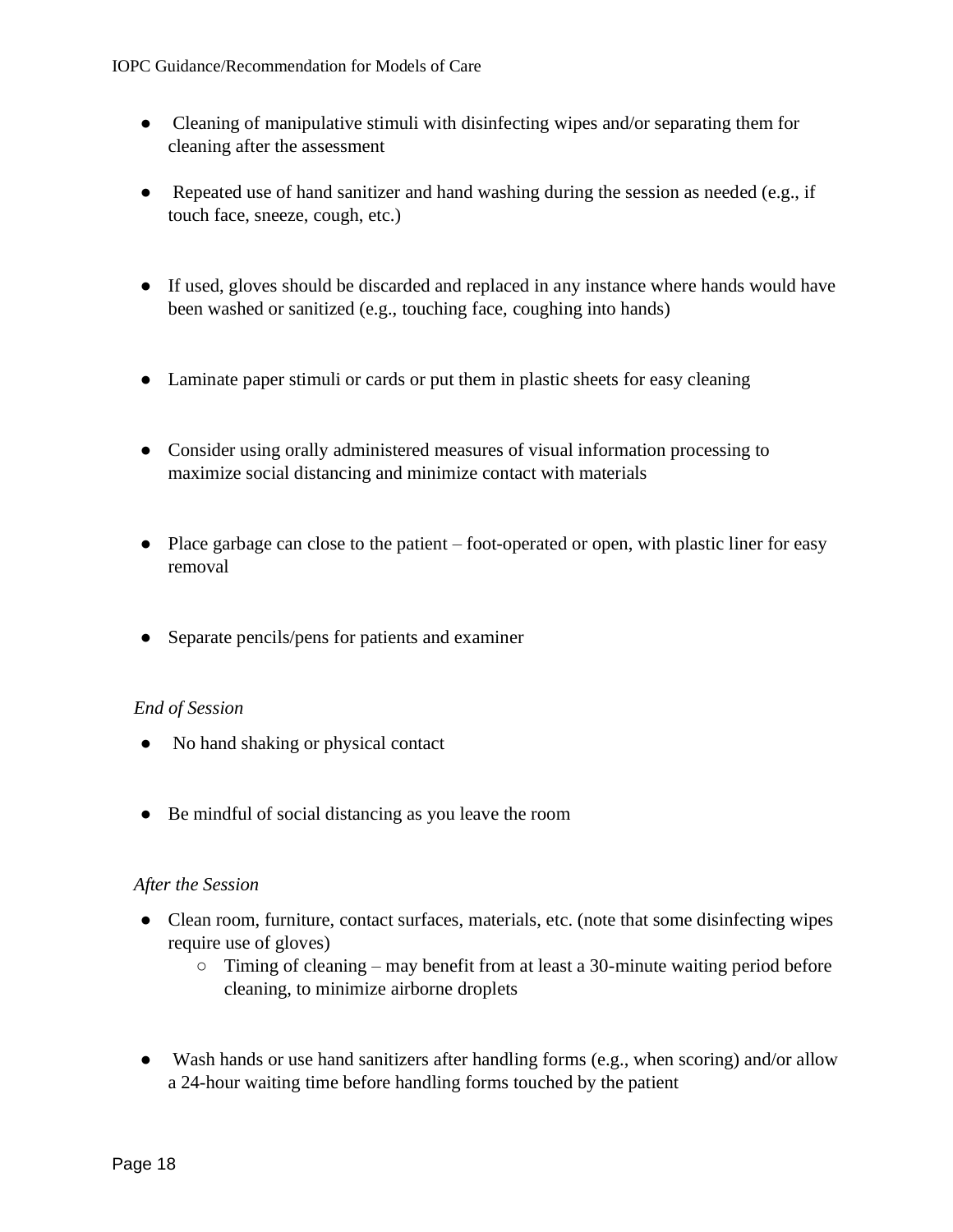- Cleaning of manipulative stimuli with disinfecting wipes and/or separating them for cleaning after the assessment

- Repeated use of hand sanitizer and hand washing during the session as needed (e.g., if touch face, sneeze, cough, etc.)

- If used, gloves should be discarded and replaced in any instance where hands would have been washed or sanitized (e.g., touching face, coughing into hands)

- Laminate paper stimuli or cards or put them in plastic sheets for easy cleaning

- Consider using orally administered measures of visual information processing to maximize social distancing and minimize contact with materials

- Place garbage can close to the patient – foot-operated or open, with plastic liner for easy removal

- Separate pencils/pens for patients and examiner

*End of Session*

- No hand shaking or physical contact

- Be mindful of social distancing as you leave the room

*After the Session*

- Clean room, furniture, contact surfaces, materials, etc. (note that some disinfecting wipes require use of gloves)
  - Timing of cleaning – may benefit from at least a 30-minute waiting period before cleaning, to minimize airborne droplets

- Wash hands or use hand sanitizers after handling forms (e.g., when scoring) and/or allow a 24-hour waiting time before handling forms touched by the patient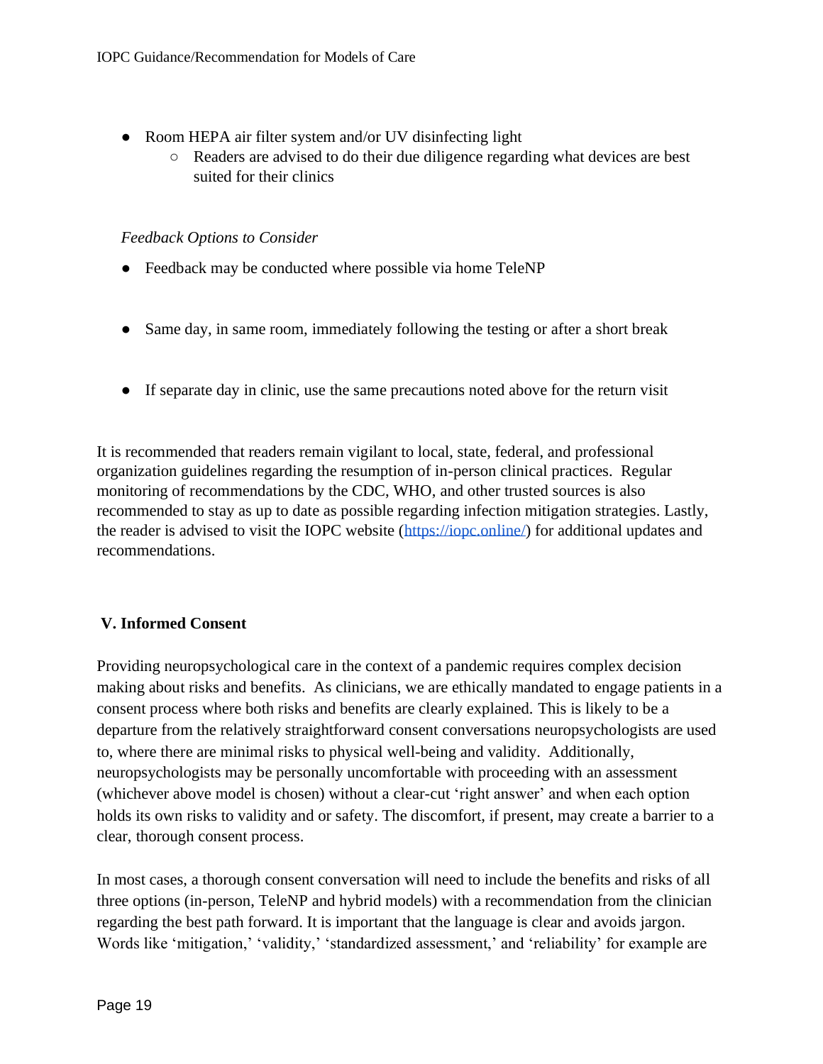- Room HEPA air filter system and/or UV disinfecting light
  - Readers are advised to do their due diligence regarding what devices are best suited for their clinics

*Feedback Options to Consider*

- Feedback may be conducted where possible via home TeleNP
- Same day, in same room, immediately following the testing or after a short break
- If separate day in clinic, use the same precautions noted above for the return visit

It is recommended that readers remain vigilant to local, state, federal, and professional organization guidelines regarding the resumption of in-person clinical practices. Regular monitoring of recommendations by the CDC, WHO, and other trusted sources is also recommended to stay as up to date as possible regarding infection mitigation strategies. Lastly, the reader is advised to visit the IOPC website (https://iopc.online/) for additional updates and recommendations.

## V. Informed Consent

Providing neuropsychological care in the context of a pandemic requires complex decision making about risks and benefits. As clinicians, we are ethically mandated to engage patients in a consent process where both risks and benefits are clearly explained. This is likely to be a departure from the relatively straightforward consent conversations neuropsychologists are used to, where there are minimal risks to physical well-being and validity. Additionally, neuropsychologists may be personally uncomfortable with proceeding with an assessment (whichever above model is chosen) without a clear-cut 'right answer' and when each option holds its own risks to validity and or safety. The discomfort, if present, may create a barrier to a clear, thorough consent process.

In most cases, a thorough consent conversation will need to include the benefits and risks of all three options (in-person, TeleNP and hybrid models) with a recommendation from the clinician regarding the best path forward. It is important that the language is clear and avoids jargon. Words like 'mitigation,' 'validity,' 'standardized assessment,' and 'reliability' for example are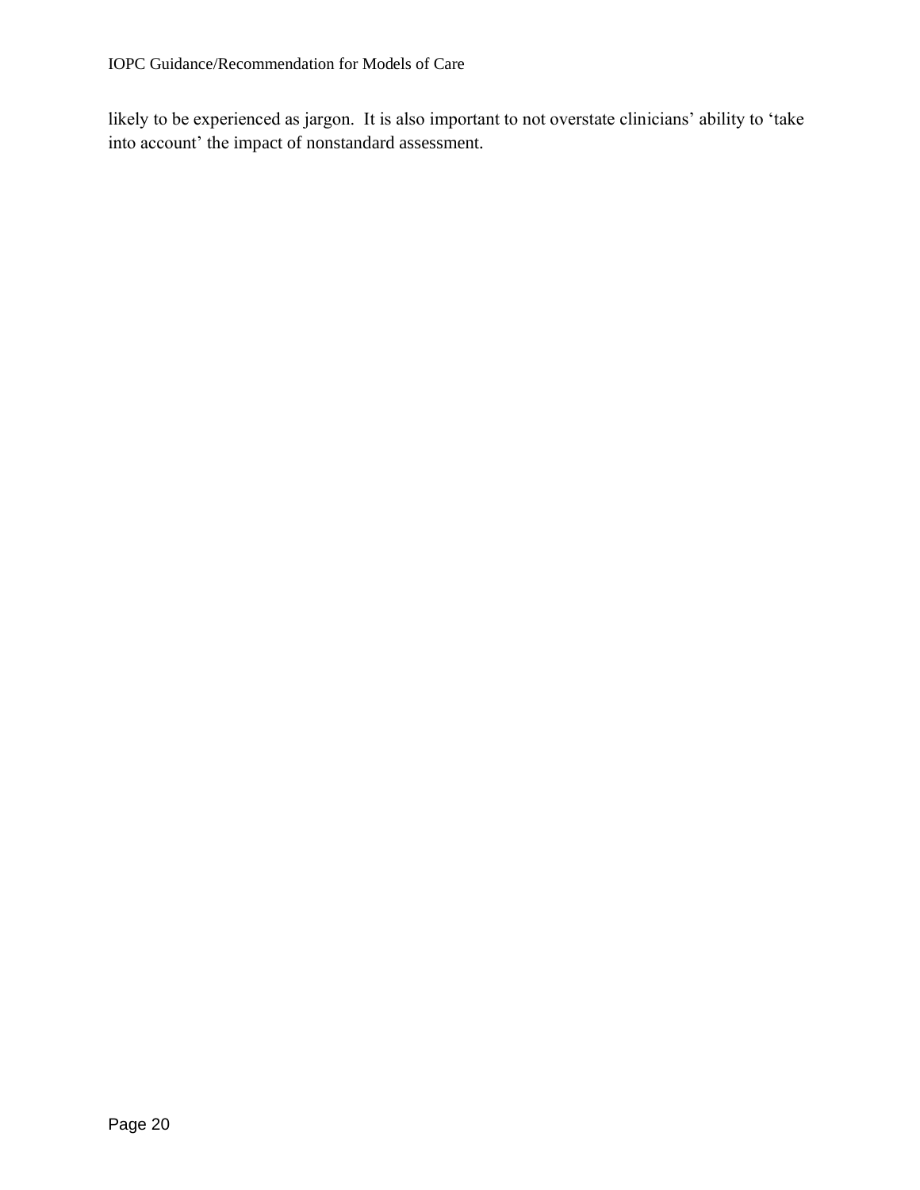likely to be experienced as jargon.  It is also important to not overstate clinicians' ability to 'take into account' the impact of nonstandard assessment.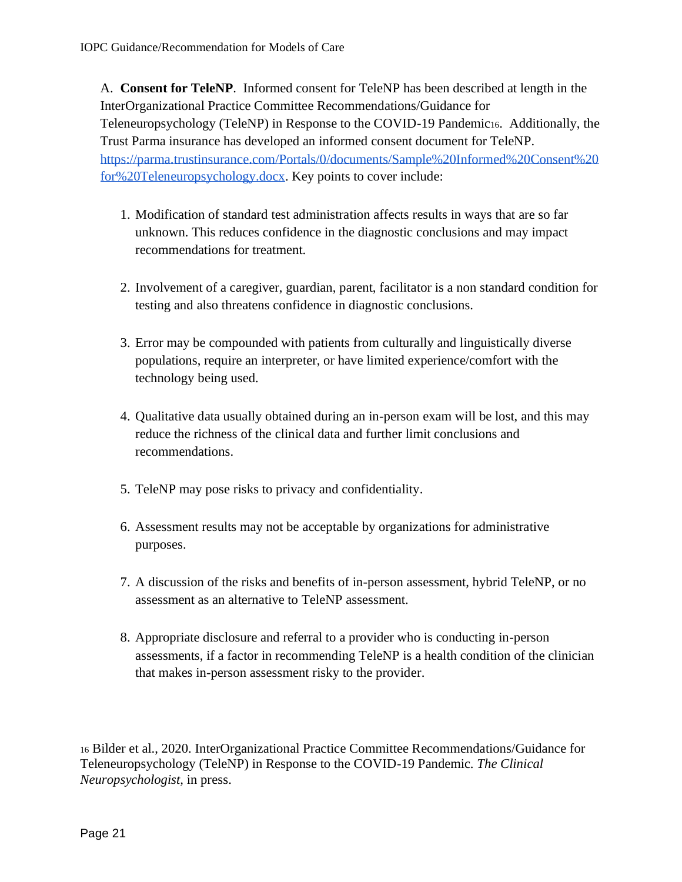A. **Consent for TeleNP**. Informed consent for TeleNP has been described at length in the InterOrganizational Practice Committee Recommendations/Guidance for Teleneuropsychology (TeleNP) in Response to the COVID-19 Pandemic[16]. Additionally, the Trust Parma insurance has developed an informed consent document for TeleNP. https://parma.trustinsurance.com/Portals/0/documents/Sample%20Informed%20Consent%20for%20Teleneuropsychology.docx. Key points to cover include:

1. Modification of standard test administration affects results in ways that are so far unknown. This reduces confidence in the diagnostic conclusions and may impact recommendations for treatment.

2. Involvement of a caregiver, guardian, parent, facilitator is a non standard condition for testing and also threatens confidence in diagnostic conclusions.

3. Error may be compounded with patients from culturally and linguistically diverse populations, require an interpreter, or have limited experience/comfort with the technology being used.

4. Qualitative data usually obtained during an in-person exam will be lost, and this may reduce the richness of the clinical data and further limit conclusions and recommendations.

5. TeleNP may pose risks to privacy and confidentiality.

6. Assessment results may not be acceptable by organizations for administrative purposes.

7. A discussion of the risks and benefits of in-person assessment, hybrid TeleNP, or no assessment as an alternative to TeleNP assessment.

8. Appropriate disclosure and referral to a provider who is conducting in-person assessments, if a factor in recommending TeleNP is a health condition of the clinician that makes in-person assessment risky to the provider.

[16] Bilder et al., 2020. InterOrganizational Practice Committee Recommendations/Guidance for Teleneuropsychology (TeleNP) in Response to the COVID-19 Pandemic. *The Clinical Neuropsychologist*, in press.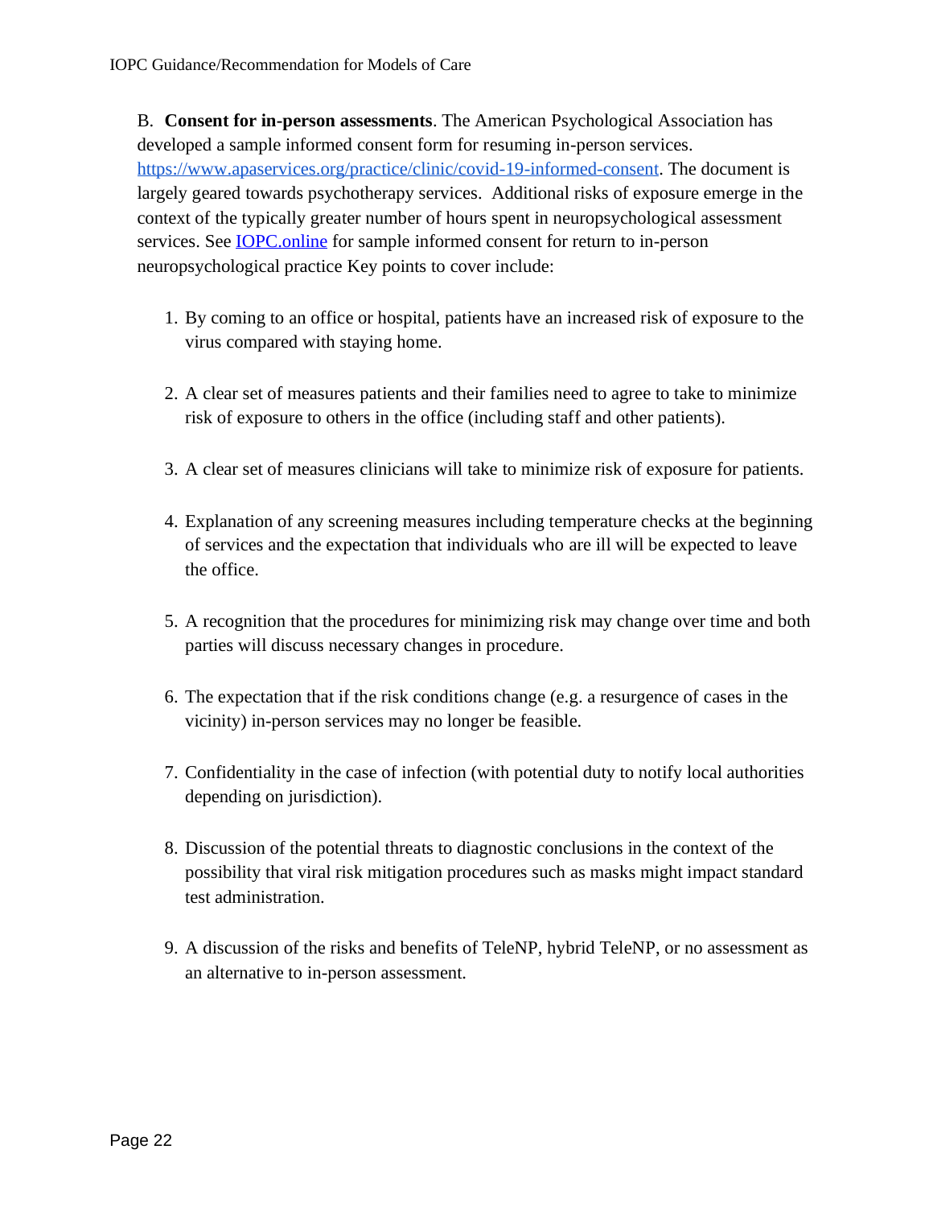B. **Consent for in-person assessments**. The American Psychological Association has developed a sample informed consent form for resuming in-person services. [https://www.apaservices.org/practice/clinic/covid-19-informed-consent](https://www.apaservices.org/practice/clinic/covid-19-informed-consent). The document is largely geared towards psychotherapy services. Additional risks of exposure emerge in the context of the typically greater number of hours spent in neuropsychological assessment services. See [IOPC.online](IOPC.online) for sample informed consent for return to in-person neuropsychological practice Key points to cover include:

1. By coming to an office or hospital, patients have an increased risk of exposure to the virus compared with staying home.

2. A clear set of measures patients and their families need to agree to take to minimize risk of exposure to others in the office (including staff and other patients).

3. A clear set of measures clinicians will take to minimize risk of exposure for patients.

4. Explanation of any screening measures including temperature checks at the beginning of services and the expectation that individuals who are ill will be expected to leave the office.

5. A recognition that the procedures for minimizing risk may change over time and both parties will discuss necessary changes in procedure.

6. The expectation that if the risk conditions change (e.g. a resurgence of cases in the vicinity) in-person services may no longer be feasible.

7. Confidentiality in the case of infection (with potential duty to notify local authorities depending on jurisdiction).

8. Discussion of the potential threats to diagnostic conclusions in the context of the possibility that viral risk mitigation procedures such as masks might impact standard test administration.

9. A discussion of the risks and benefits of TeleNP, hybrid TeleNP, or no assessment as an alternative to in-person assessment.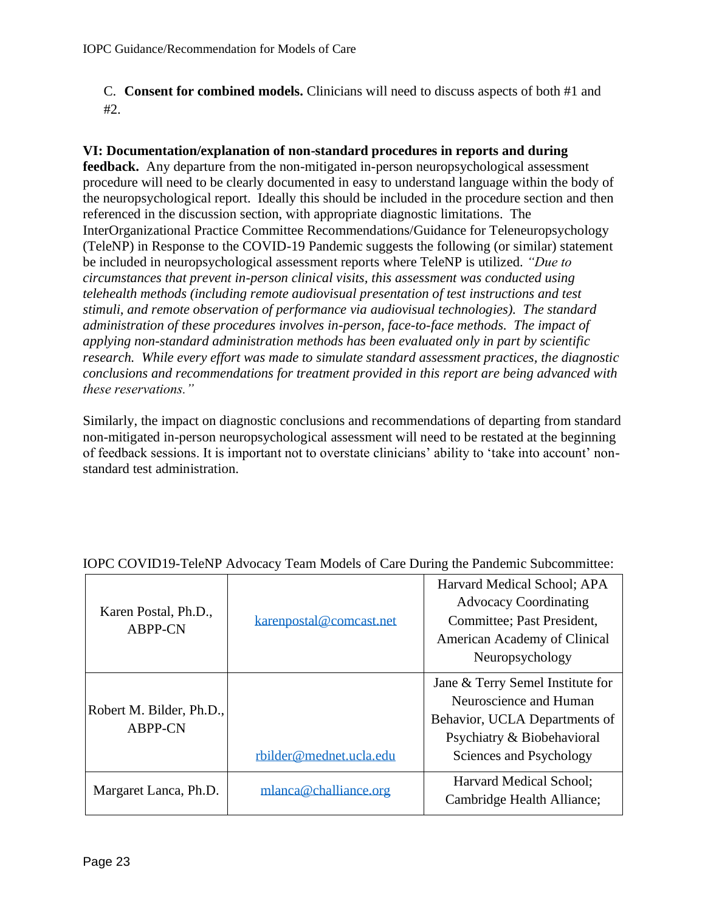C. **Consent for combined models.** Clinicians will need to discuss aspects of both #1 and #2.

**VI: Documentation/explanation of non-standard procedures in reports and during feedback.** Any departure from the non-mitigated in-person neuropsychological assessment procedure will need to be clearly documented in easy to understand language within the body of the neuropsychological report. Ideally this should be included in the procedure section and then referenced in the discussion section, with appropriate diagnostic limitations. The InterOrganizational Practice Committee Recommendations/Guidance for Teleneuropsychology (TeleNP) in Response to the COVID-19 Pandemic suggests the following (or similar) statement be included in neuropsychological assessment reports where TeleNP is utilized. *"Due to circumstances that prevent in-person clinical visits, this assessment was conducted using telehealth methods (including remote audiovisual presentation of test instructions and test stimuli, and remote observation of performance via audiovisual technologies). The standard administration of these procedures involves in-person, face-to-face methods. The impact of applying non-standard administration methods has been evaluated only in part by scientific research. While every effort was made to simulate standard assessment practices, the diagnostic conclusions and recommendations for treatment provided in this report are being advanced with these reservations."*

Similarly, the impact on diagnostic conclusions and recommendations of departing from standard non-mitigated in-person neuropsychological assessment will need to be restated at the beginning of feedback sessions. It is important not to overstate clinicians' ability to 'take into account' non-standard test administration.

IOPC COVID19-TeleNP Advocacy Team Models of Care During the Pandemic Subcommittee:

| | | |
|---|---|---|
| Karen Postal, Ph.D., ABPP-CN | karenpostal@comcast.net | Harvard Medical School; APA Advocacy Coordinating Committee; Past President, American Academy of Clinical Neuropsychology |
| Robert M. Bilder, Ph.D., ABPP-CN | rbilder@mednet.ucla.edu | Jane & Terry Semel Institute for Neuroscience and Human Behavior, UCLA Departments of Psychiatry & Biobehavioral Sciences and Psychology |
| Margaret Lanca, Ph.D. | mlanca@challiance.org | Harvard Medical School; Cambridge Health Alliance; |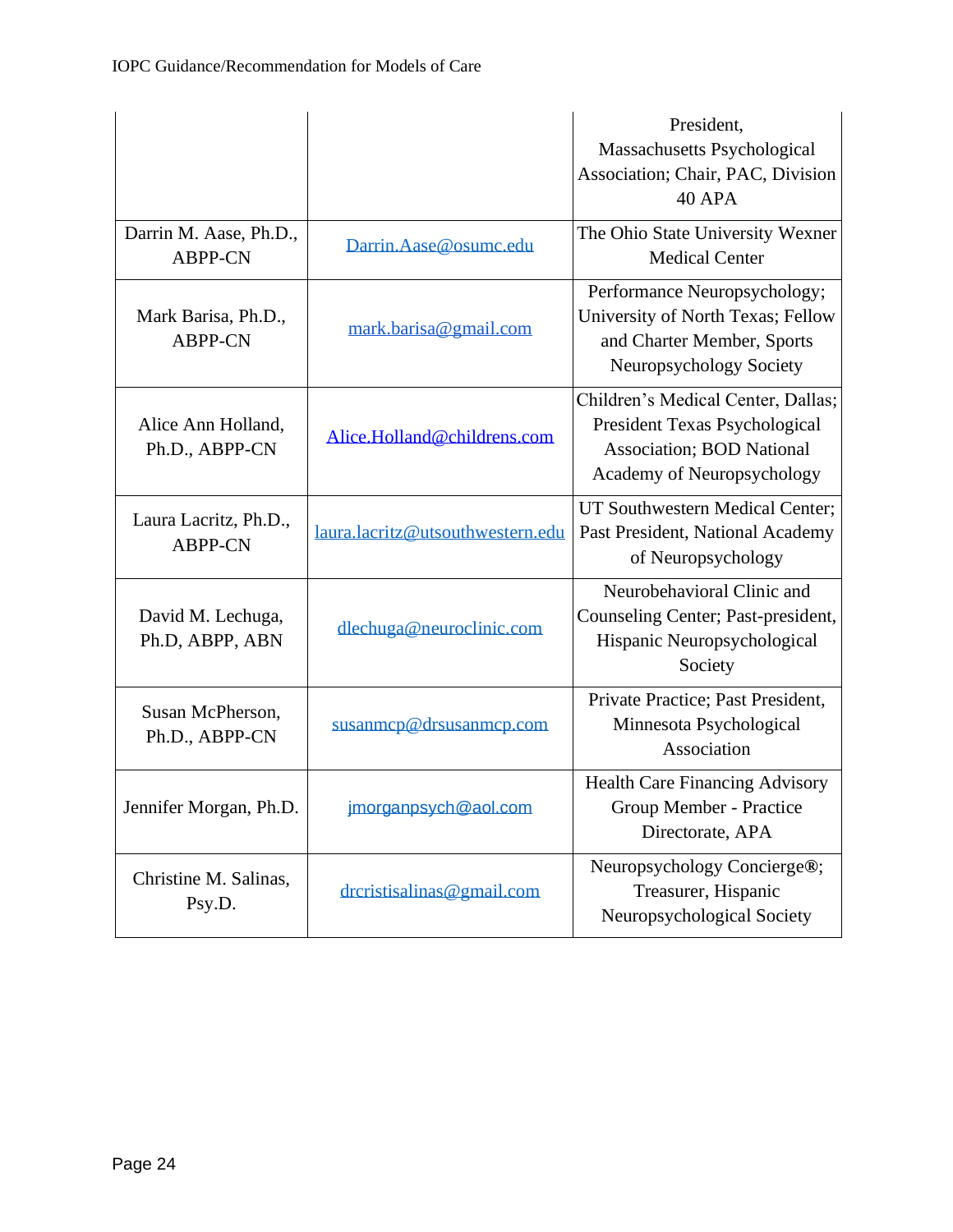| | | |
|---|---|---|
| | | President, Massachusetts Psychological Association; Chair, PAC, Division 40 APA |
| Darrin M. Aase, Ph.D., ABPP-CN | Darrin.Aase@osumc.edu | The Ohio State University Wexner Medical Center |
| Mark Barisa, Ph.D., ABPP-CN | mark.barisa@gmail.com | Performance Neuropsychology; University of North Texas; Fellow and Charter Member, Sports Neuropsychology Society |
| Alice Ann Holland, Ph.D., ABPP-CN | Alice.Holland@childrens.com | Children's Medical Center, Dallas; President Texas Psychological Association; BOD National Academy of Neuropsychology |
| Laura Lacritz, Ph.D., ABPP-CN | laura.lacritz@utsouthwestern.edu | UT Southwestern Medical Center; Past President, National Academy of Neuropsychology |
| David M. Lechuga, Ph.D, ABPP, ABN | dlechuga@neuroclinic.com | Neurobehavioral Clinic and Counseling Center; Past-president, Hispanic Neuropsychological Society |
| Susan McPherson, Ph.D., ABPP-CN | susanmcp@drsusanmcp.com | Private Practice; Past President, Minnesota Psychological Association |
| Jennifer Morgan, Ph.D. | jmorganpsych@aol.com | Health Care Financing Advisory Group Member - Practice Directorate, APA |
| Christine M. Salinas, Psy.D. | drcristisalinas@gmail.com | Neuropsychology Concierge®; Treasurer, Hispanic Neuropsychological Society |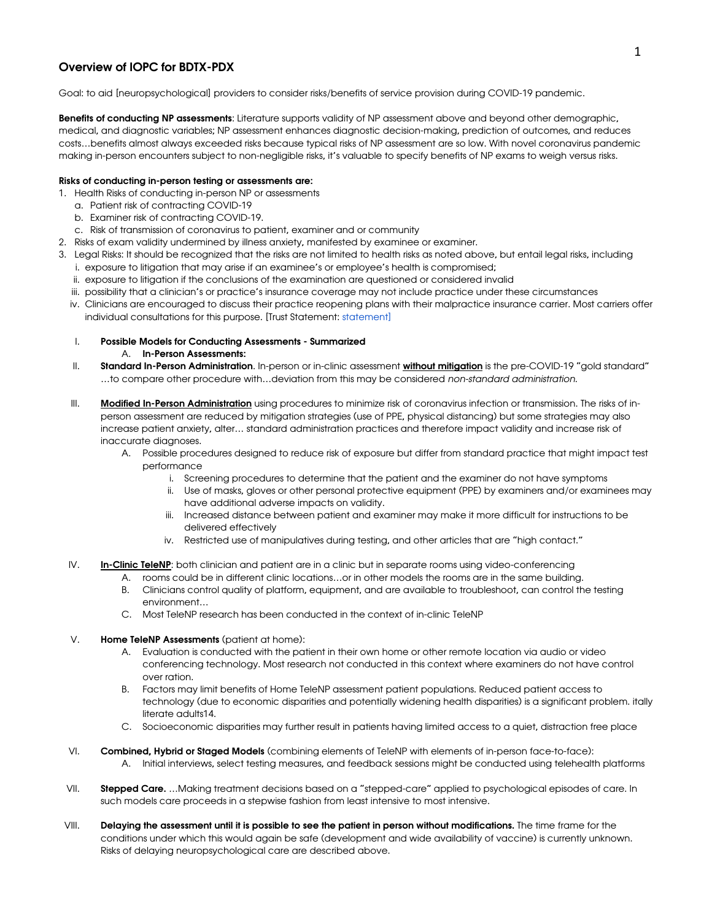## Overview of IOPC for BDTX-PDX

Goal: to aid [neuropsychological] providers to consider risks/benefits of service provision during COVID-19 pandemic.

**Benefits of conducting NP assessments**: Literature supports validity of NP assessment above and beyond other demographic, medical, and diagnostic variables; NP assessment enhances diagnostic decision-making, prediction of outcomes, and reduces costs…benefits almost always exceeded risks because typical risks of NP assessment are so low. With novel coronavirus pandemic making in-person encounters subject to non-negligible risks, it's valuable to specify benefits of NP exams to weigh versus risks.

**Risks of conducting in-person testing or assessments are:**

1. Health Risks of conducting in-person NP or assessments
   a. Patient risk of contracting COVID-19
   b. Examiner risk of contracting COVID-19.
   c. Risk of transmission of coronavirus to patient, examiner and or community
2. Risks of exam validity undermined by illness anxiety, manifested by examinee or examiner.
3. Legal Risks: It should be recognized that the risks are not limited to health risks as noted above, but entail legal risks, including
   i. exposure to litigation that may arise if an examinee's or employee's health is compromised;
   ii. exposure to litigation if the conclusions of the examination are questioned or considered invalid
   iii. possibility that a clinician's or practice's insurance coverage may not include practice under these circumstances
   iv. Clinicians are encouraged to discuss their practice reopening plans with their malpractice insurance carrier. Most carriers offer individual consultations for this purpose. [Trust Statement: statement]

I. **Possible Models for Conducting Assessments - Summarized**
   A. **In-Person Assessments:**

II. **Standard In-Person Administration**. In-person or in-clinic assessment **<u>without mitigation</u>** is the pre-COVID-19 "gold standard" …to compare other procedure with…deviation from this may be considered *non-standard administration.*

III. **<u>Modified In-Person Administration</u>** using procedures to minimize risk of coronavirus infection or transmission. The risks of in-person assessment are reduced by mitigation strategies (use of PPE, physical distancing) but some strategies may also increase patient anxiety, alter… standard administration practices and therefore impact validity and increase risk of inaccurate diagnoses.
   A. Possible procedures designed to reduce risk of exposure but differ from standard practice that might impact test performance
      i. Screening procedures to determine that the patient and the examiner do not have symptoms
      ii. Use of masks, gloves or other personal protective equipment (PPE) by examiners and/or examinees may have additional adverse impacts on validity.
      iii. Increased distance between patient and examiner may make it more difficult for instructions to be delivered effectively
      iv. Restricted use of manipulatives during testing, and other articles that are "high contact."

IV. **<u>In-Clinic TeleNP</u>**: both clinician and patient are in a clinic but in separate rooms using video-conferencing
   A. rooms could be in different clinic locations…or in other models the rooms are in the same building.
   B. Clinicians control quality of platform, equipment, and are available to troubleshoot, can control the testing environment…
   C. Most TeleNP research has been conducted in the context of in-clinic TeleNP

V. **Home TeleNP Assessments** (patient at home):
   A. Evaluation is conducted with the patient in their own home or other remote location via audio or video conferencing technology. Most research not conducted in this context where examiners do not have control over ration.
   B. Factors may limit benefits of Home TeleNP assessment patient populations. Reduced patient access to technology (due to economic disparities and potentially widening health disparities) is a significant problem. itally literate adults14.
   C. Socioeconomic disparities may further result in patients having limited access to a quiet, distraction free place

VI. **Combined, Hybrid or Staged Models** (combining elements of TeleNP with elements of in-person face-to-face):
   A. Initial interviews, select testing measures, and feedback sessions might be conducted using telehealth platforms

VII. **Stepped Care.** …Making treatment decisions based on a "stepped-care" applied to psychological episodes of care. In such models care proceeds in a stepwise fashion from least intensive to most intensive.

VIII. **Delaying the assessment until it is possible to see the patient in person without modifications.** The time frame for the conditions under which this would again be safe (development and wide availability of vaccine) is currently unknown. Risks of delaying neuropsychological care are described above.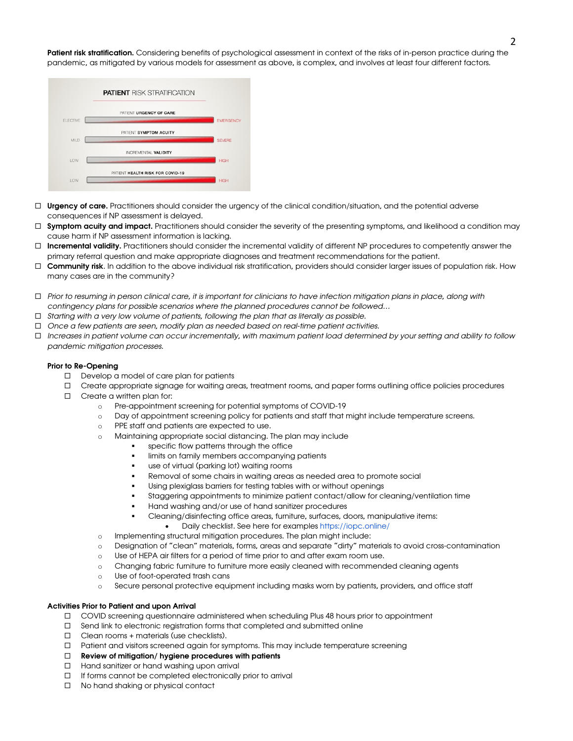**Patient risk stratification.** Considering benefits of psychological assessment in context of the risks of in-person practice during the pandemic, as mitigated by various models for assessment as above, is complex, and involves at least four different factors.

PATIENT RISK STRATIFICATION

PATIENT URGENCY OF CARE: ELECTIVE — EMERGENCY

PATIENT SYMPTOM ACUITY: MILD — SEVERE

INCREMENTAL VALIDITY: LOW — HIGH

PATIENT HEALTH RISK FOR COVID-19: LOW — HIGH

- ☐ **Urgency of care.** Practitioners should consider the urgency of the clinical condition/situation, and the potential adverse consequences if NP assessment is delayed.
- ☐ **Symptom acuity and impact.** Practitioners should consider the severity of the presenting symptoms, and likelihood a condition may cause harm if NP assessment information is lacking.
- ☐ **Incremental validity.** Practitioners should consider the incremental validity of different NP procedures to competently answer the primary referral question and make appropriate diagnoses and treatment recommendations for the patient.
- ☐ **Community risk**. In addition to the above individual risk stratification, providers should consider larger issues of population risk. How many cases are in the community?

- ☐ *Prior to resuming in person clinical care, it is important for clinicians to have infection mitigation plans in place, along with contingency plans for possible scenarios where the planned procedures cannot be followed…*
- ☐ *Starting with a very low volume of patients, following the plan that as literally as possible.*
- ☐ *Once a few patients are seen, modify plan as needed based on real-time patient activities.*
- ☐ *Increases in patient volume can occur incrementally, with maximum patient load determined by your setting and ability to follow pandemic mitigation processes.*

**Prior to Re-Opening**

- ☐ Develop a model of care plan for patients
- ☐ Create appropriate signage for waiting areas, treatment rooms, and paper forms outlining office policies procedures
- ☐ Create a written plan for:
  - Pre-appointment screening for potential symptoms of COVID-19
  - Day of appointment screening policy for patients and staff that might include temperature screens.
  - PPE staff and patients are expected to use.
  - Maintaining appropriate social distancing. The plan may include
    - specific flow patterns through the office
    - limits on family members accompanying patients
    - use of virtual (parking lot) waiting rooms
    - Removal of some chairs in waiting areas as needed area to promote social
    - Using plexiglass barriers for testing tables with or without openings
    - Staggering appointments to minimize patient contact/allow for cleaning/ventilation time
    - Hand washing and/or use of hand sanitizer procedures
    - Cleaning/disinfecting office areas, furniture, surfaces, doors, manipulative items:
      - Daily checklist. See here for examples https://iopc.online/
  - Implementing structural mitigation procedures. The plan might include:
  - Designation of "clean" materials, forms, areas and separate "dirty" materials to avoid cross-contamination
  - Use of HEPA air filters for a period of time prior to and after exam room use.
  - Changing fabric furniture to furniture more easily cleaned with recommended cleaning agents
  - Use of foot-operated trash cans
  - Secure personal protective equipment including masks worn by patients, providers, and office staff

**Activities Prior to Patient and upon Arrival**

- ☐ COVID screening questionnaire administered when scheduling Plus 48 hours prior to appointment
- ☐ Send link to electronic registration forms that completed and submitted online
- ☐ Clean rooms + materials (use checklists).
- ☐ Patient and visitors screened again for symptoms. This may include temperature screening
- ☐ **Review of mitigation/ hygiene procedures with patients**
- ☐ Hand sanitizer or hand washing upon arrival
- ☐ If forms cannot be completed electronically prior to arrival
- ☐ No hand shaking or physical contact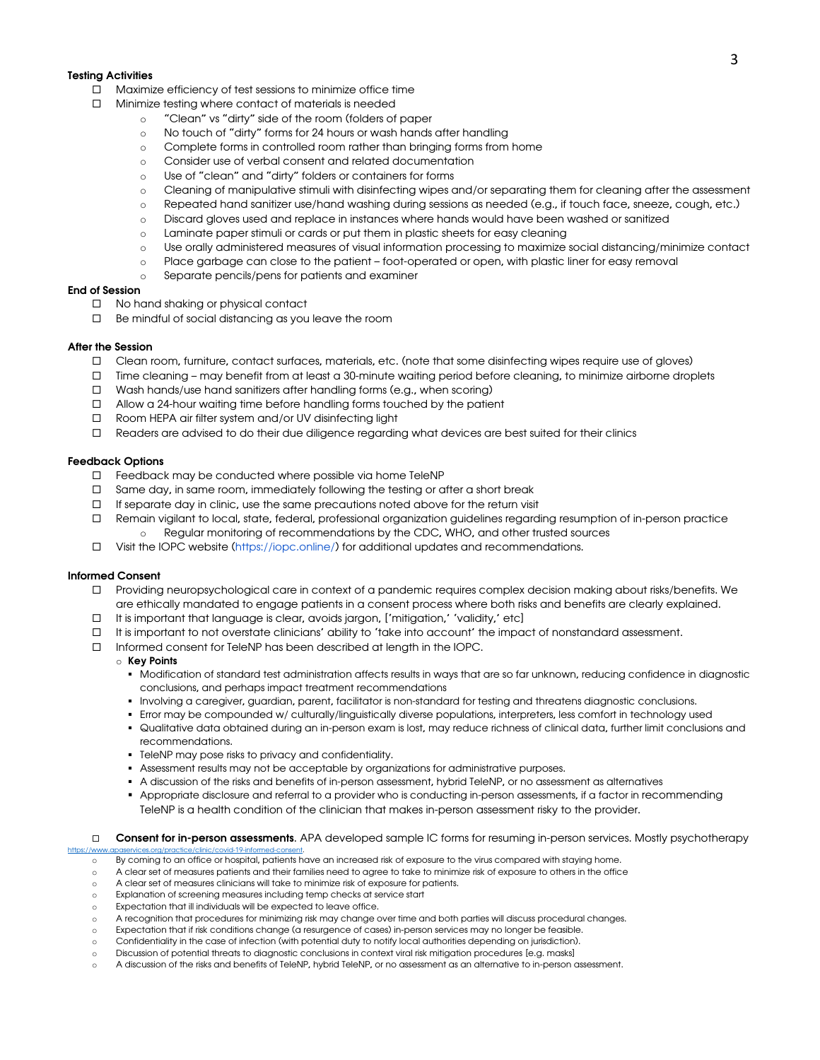**Testing Activities**

- ☐ Maximize efficiency of test sessions to minimize office time
- ☐ Minimize testing where contact of materials is needed
  - "Clean" vs "dirty" side of the room (folders of paper
  - No touch of "dirty" forms for 24 hours or wash hands after handling
  - Complete forms in controlled room rather than bringing forms from home
  - Consider use of verbal consent and related documentation
  - Use of "clean" and "dirty" folders or containers for forms
  - Cleaning of manipulative stimuli with disinfecting wipes and/or separating them for cleaning after the assessment
  - Repeated hand sanitizer use/hand washing during sessions as needed (e.g., if touch face, sneeze, cough, etc.)
  - Discard gloves used and replace in instances where hands would have been washed or sanitized
  - Laminate paper stimuli or cards or put them in plastic sheets for easy cleaning
  - Use orally administered measures of visual information processing to maximize social distancing/minimize contact
  - Place garbage can close to the patient – foot-operated or open, with plastic liner for easy removal
  - Separate pencils/pens for patients and examiner

**End of Session**

- ☐ No hand shaking or physical contact
- ☐ Be mindful of social distancing as you leave the room

**After the Session**

- ☐ Clean room, furniture, contact surfaces, materials, etc. (note that some disinfecting wipes require use of gloves)
- ☐ Time cleaning – may benefit from at least a 30-minute waiting period before cleaning, to minimize airborne droplets
- ☐ Wash hands/use hand sanitizers after handling forms (e.g., when scoring)
- ☐ Allow a 24-hour waiting time before handling forms touched by the patient
- ☐ Room HEPA air filter system and/or UV disinfecting light
- ☐ Readers are advised to do their due diligence regarding what devices are best suited for their clinics

**Feedback Options**

- ☐ Feedback may be conducted where possible via home TeleNP
- ☐ Same day, in same room, immediately following the testing or after a short break
- ☐ If separate day in clinic, use the same precautions noted above for the return visit
- ☐ Remain vigilant to local, state, federal, professional organization guidelines regarding resumption of in-person practice
  - Regular monitoring of recommendations by the CDC, WHO, and other trusted sources
- ☐ Visit the IOPC website (https://iopc.online/) for additional updates and recommendations.

**Informed Consent**

- ☐ Providing neuropsychological care in context of a pandemic requires complex decision making about risks/benefits. We are ethically mandated to engage patients in a consent process where both risks and benefits are clearly explained.
- ☐ It is important that language is clear, avoids jargon, ['mitigation,' 'validity,' etc]
- ☐ It is important to not overstate clinicians' ability to 'take into account' the impact of nonstandard assessment.
- ☐ Informed consent for TeleNP has been described at length in the IOPC.
  - **Key Points**
    - Modification of standard test administration affects results in ways that are so far unknown, reducing confidence in diagnostic conclusions, and perhaps impact treatment recommendations
    - Involving a caregiver, guardian, parent, facilitator is non-standard for testing and threatens diagnostic conclusions.
    - Error may be compounded w/ culturally/linguistically diverse populations, interpreters, less comfort in technology used
    - Qualitative data obtained during an in-person exam is lost, may reduce richness of clinical data, further limit conclusions and recommendations.
    - TeleNP may pose risks to privacy and confidentiality.
    - Assessment results may not be acceptable by organizations for administrative purposes.
    - A discussion of the risks and benefits of in-person assessment, hybrid TeleNP, or no assessment as alternatives
    - Appropriate disclosure and referral to a provider who is conducting in-person assessments, if a factor in recommending TeleNP is a health condition of the clinician that makes in-person assessment risky to the provider.

- ☐ **Consent for in-person assessments**. APA developed sample IC forms for resuming in-person services. Mostly psychotherapy https://www.apaservices.org/practice/clinic/covid-19-informed-consent.
  - By coming to an office or hospital, patients have an increased risk of exposure to the virus compared with staying home.
  - A clear set of measures patients and their families need to agree to take to minimize risk of exposure to others in the office
  - A clear set of measures clinicians will take to minimize risk of exposure for patients.
  - Explanation of screening measures including temp checks at service start
  - Expectation that ill individuals will be expected to leave office.
  - A recognition that procedures for minimizing risk may change over time and both parties will discuss procedural changes.
  - Expectation that if risk conditions change (a resurgence of cases) in-person services may no longer be feasible.
  - Confidentiality in the case of infection (with potential duty to notify local authorities depending on jurisdiction).
  - Discussion of potential threats to diagnostic conclusions in context viral risk mitigation procedures [e.g. masks]
  - A discussion of the risks and benefits of TeleNP, hybrid TeleNP, or no assessment as an alternative to in-person assessment.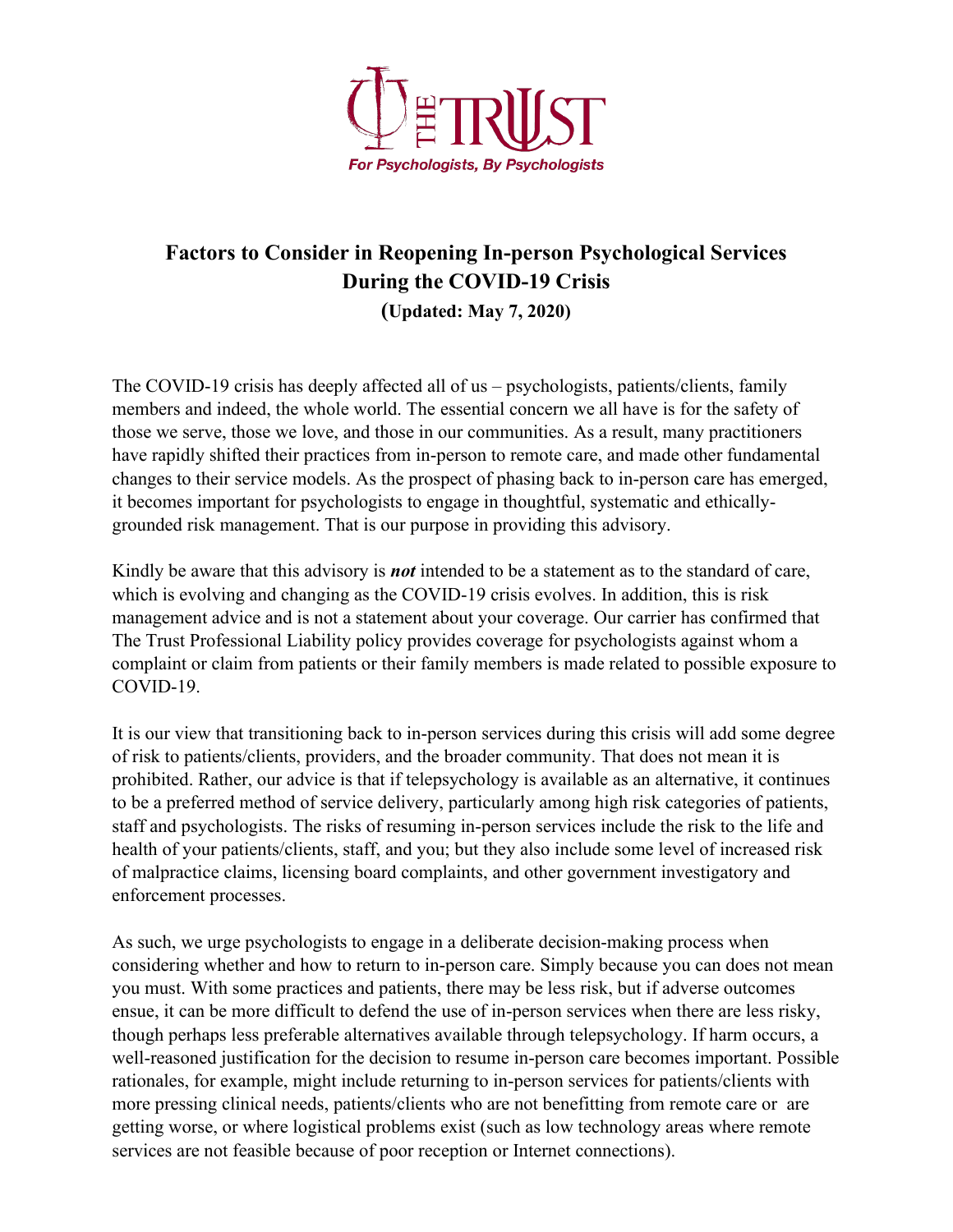# Factors to Consider in Reopening In-person Psychological Services During the COVID-19 Crisis

**(Updated: May 7, 2020)**

The COVID-19 crisis has deeply affected all of us – psychologists, patients/clients, family members and indeed, the whole world. The essential concern we all have is for the safety of those we serve, those we love, and those in our communities. As a result, many practitioners have rapidly shifted their practices from in-person to remote care, and made other fundamental changes to their service models. As the prospect of phasing back to in-person care has emerged, it becomes important for psychologists to engage in thoughtful, systematic and ethically-grounded risk management. That is our purpose in providing this advisory.

Kindly be aware that this advisory is ***not*** intended to be a statement as to the standard of care, which is evolving and changing as the COVID-19 crisis evolves. In addition, this is risk management advice and is not a statement about your coverage. Our carrier has confirmed that The Trust Professional Liability policy provides coverage for psychologists against whom a complaint or claim from patients or their family members is made related to possible exposure to COVID-19.

It is our view that transitioning back to in-person services during this crisis will add some degree of risk to patients/clients, providers, and the broader community. That does not mean it is prohibited. Rather, our advice is that if telepsychology is available as an alternative, it continues to be a preferred method of service delivery, particularly among high risk categories of patients, staff and psychologists. The risks of resuming in-person services include the risk to the life and health of your patients/clients, staff, and you; but they also include some level of increased risk of malpractice claims, licensing board complaints, and other government investigatory and enforcement processes.

As such, we urge psychologists to engage in a deliberate decision-making process when considering whether and how to return to in-person care. Simply because you can does not mean you must. With some practices and patients, there may be less risk, but if adverse outcomes ensue, it can be more difficult to defend the use of in-person services when there are less risky, though perhaps less preferable alternatives available through telepsychology. If harm occurs, a well-reasoned justification for the decision to resume in-person care becomes important. Possible rationales, for example, might include returning to in-person services for patients/clients with more pressing clinical needs, patients/clients who are not benefitting from remote care or are getting worse, or where logistical problems exist (such as low technology areas where remote services are not feasible because of poor reception or Internet connections).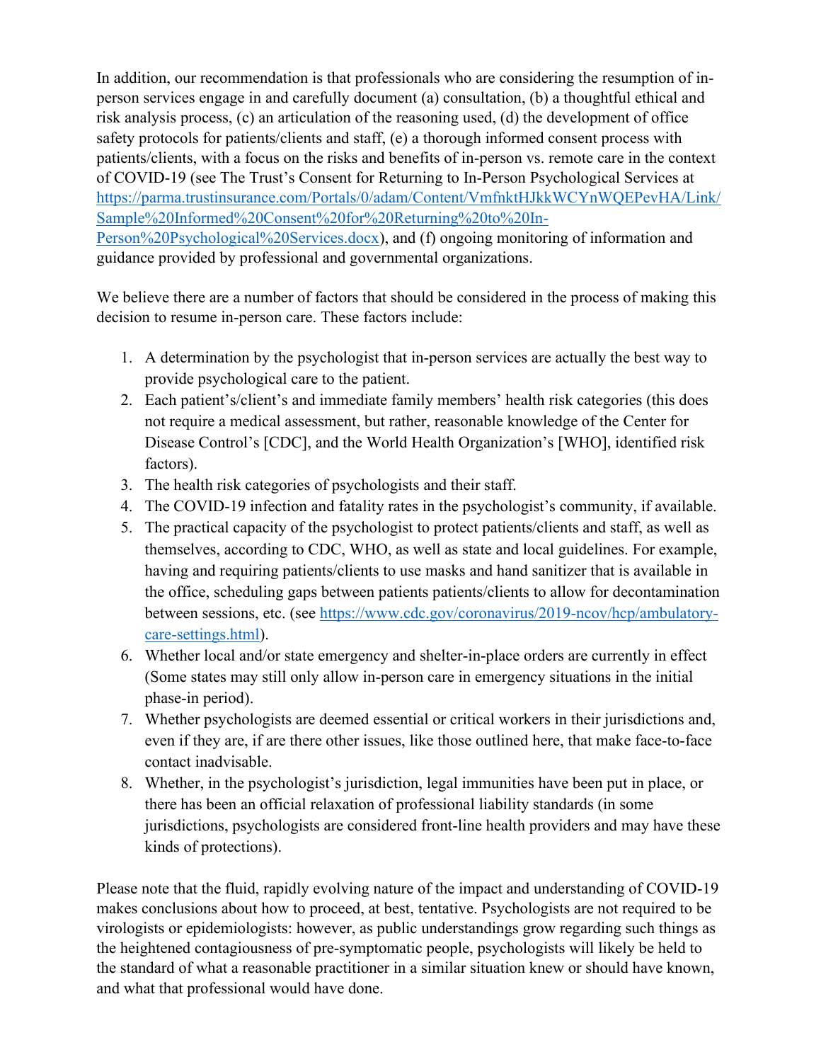In addition, our recommendation is that professionals who are considering the resumption of in-person services engage in and carefully document (a) consultation, (b) a thoughtful ethical and risk analysis process, (c) an articulation of the reasoning used, (d) the development of office safety protocols for patients/clients and staff, (e) a thorough informed consent process with patients/clients, with a focus on the risks and benefits of in-person vs. remote care in the context of COVID-19 (see The Trust's Consent for Returning to In-Person Psychological Services at [https://parma.trustinsurance.com/Portals/0/adam/Content/VmfnktHJkkWCYnWQEPevHA/Link/Sample%20Informed%20Consent%20for%20Returning%20to%20In-Person%20Psychological%20Services.docx](https://parma.trustinsurance.com/Portals/0/adam/Content/VmfnktHJkkWCYnWQEPevHA/Link/Sample%20Informed%20Consent%20for%20Returning%20to%20In-Person%20Psychological%20Services.docx)), and (f) ongoing monitoring of information and guidance provided by professional and governmental organizations.

We believe there are a number of factors that should be considered in the process of making this decision to resume in-person care. These factors include:

1. A determination by the psychologist that in-person services are actually the best way to provide psychological care to the patient.
2. Each patient's/client's and immediate family members' health risk categories (this does not require a medical assessment, but rather, reasonable knowledge of the Center for Disease Control's [CDC], and the World Health Organization's [WHO], identified risk factors).
3. The health risk categories of psychologists and their staff.
4. The COVID-19 infection and fatality rates in the psychologist's community, if available.
5. The practical capacity of the psychologist to protect patients/clients and staff, as well as themselves, according to CDC, WHO, as well as state and local guidelines. For example, having and requiring patients/clients to use masks and hand sanitizer that is available in the office, scheduling gaps between patients patients/clients to allow for decontamination between sessions, etc. (see [https://www.cdc.gov/coronavirus/2019-ncov/hcp/ambulatory-care-settings.html](https://www.cdc.gov/coronavirus/2019-ncov/hcp/ambulatory-care-settings.html)).
6. Whether local and/or state emergency and shelter-in-place orders are currently in effect (Some states may still only allow in-person care in emergency situations in the initial phase-in period).
7. Whether psychologists are deemed essential or critical workers in their jurisdictions and, even if they are, if are there other issues, like those outlined here, that make face-to-face contact inadvisable.
8. Whether, in the psychologist's jurisdiction, legal immunities have been put in place, or there has been an official relaxation of professional liability standards (in some jurisdictions, psychologists are considered front-line health providers and may have these kinds of protections).

Please note that the fluid, rapidly evolving nature of the impact and understanding of COVID-19 makes conclusions about how to proceed, at best, tentative. Psychologists are not required to be virologists or epidemiologists: however, as public understandings grow regarding such things as the heightened contagiousness of pre-symptomatic people, psychologists will likely be held to the standard of what a reasonable practitioner in a similar situation knew or should have known, and what that professional would have done.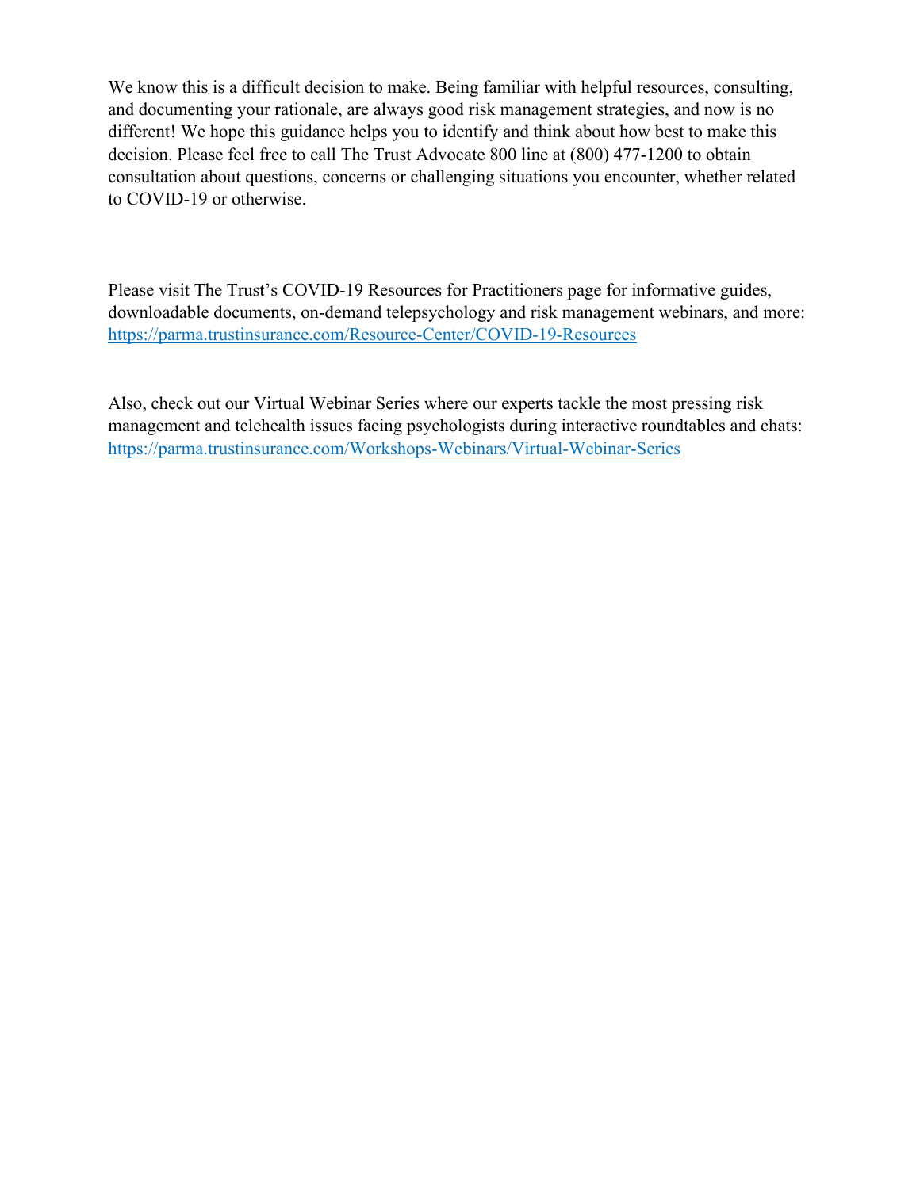We know this is a difficult decision to make. Being familiar with helpful resources, consulting, and documenting your rationale, are always good risk management strategies, and now is no different! We hope this guidance helps you to identify and think about how best to make this decision. Please feel free to call The Trust Advocate 800 line at (800) 477-1200 to obtain consultation about questions, concerns or challenging situations you encounter, whether related to COVID-19 or otherwise.

Please visit The Trust's COVID-19 Resources for Practitioners page for informative guides, downloadable documents, on-demand telepsychology and risk management webinars, and more: [https://parma.trustinsurance.com/Resource-Center/COVID-19-Resources](https://parma.trustinsurance.com/Resource-Center/COVID-19-Resources)

Also, check out our Virtual Webinar Series where our experts tackle the most pressing risk management and telehealth issues facing psychologists during interactive roundtables and chats: [https://parma.trustinsurance.com/Workshops-Webinars/Virtual-Webinar-Series](https://parma.trustinsurance.com/Workshops-Webinars/Virtual-Webinar-Series)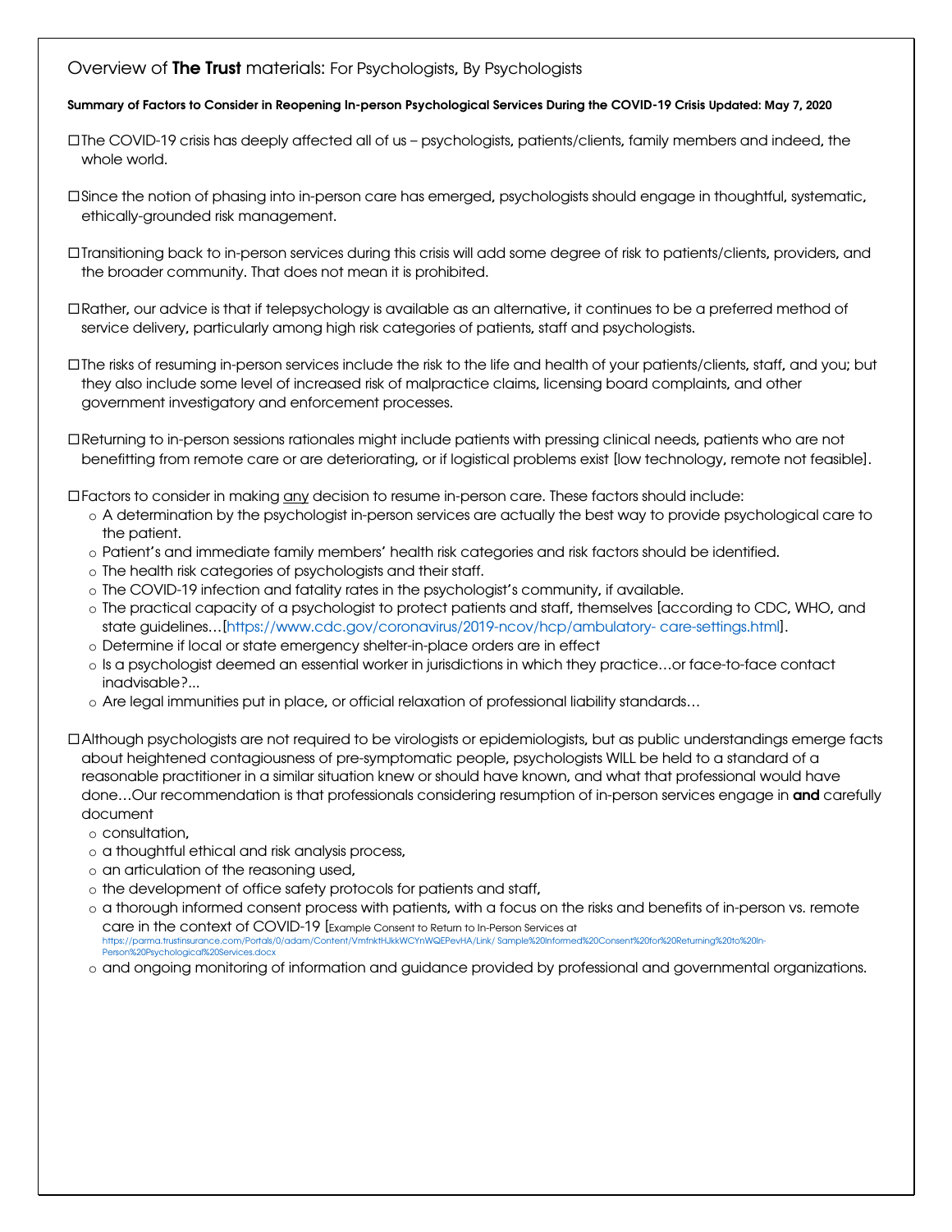Overview of **The Trust** materials: For Psychologists, By Psychologists

**Summary of Factors to Consider in Reopening In-person Psychological Services During the COVID-19 Crisis Updated: May 7, 2020**

- ☐ The COVID-19 crisis has deeply affected all of us – psychologists, patients/clients, family members and indeed, the whole world.
- ☐ Since the notion of phasing into in-person care has emerged, psychologists should engage in thoughtful, systematic, ethically-grounded risk management.
- ☐ Transitioning back to in-person services during this crisis will add some degree of risk to patients/clients, providers, and the broader community. That does not mean it is prohibited.
- ☐ Rather, our advice is that if telepsychology is available as an alternative, it continues to be a preferred method of service delivery, particularly among high risk categories of patients, staff and psychologists.
- ☐ The risks of resuming in-person services include the risk to the life and health of your patients/clients, staff, and you; but they also include some level of increased risk of malpractice claims, licensing board complaints, and other government investigatory and enforcement processes.
- ☐ Returning to in-person sessions rationales might include patients with pressing clinical needs, patients who are not benefitting from remote care or are deteriorating, or if logistical problems exist [low technology, remote not feasible].
- ☐ Factors to consider in making <u>any</u> decision to resume in-person care. These factors should include:
  - A determination by the psychologist in-person services are actually the best way to provide psychological care to the patient.
  - Patient's and immediate family members' health risk categories and risk factors should be identified.
  - The health risk categories of psychologists and their staff.
  - The COVID-19 infection and fatality rates in the psychologist's community, if available.
  - The practical capacity of a psychologist to protect patients and staff, themselves [according to CDC, WHO, and state guidelines…[https://www.cdc.gov/coronavirus/2019-ncov/hcp/ambulatory- care-settings.html].
  - Determine if local or state emergency shelter-in-place orders are in effect
  - Is a psychologist deemed an essential worker in jurisdictions in which they practice…or face-to-face contact inadvisable?...
  - Are legal immunities put in place, or official relaxation of professional liability standards…
- ☐ Although psychologists are not required to be virologists or epidemiologists, but as public understandings emerge facts about heightened contagiousness of pre-symptomatic people, psychologists WILL be held to a standard of a reasonable practitioner in a similar situation knew or should have known, and what that professional would have done…Our recommendation is that professionals considering resumption of in-person services engage in **and** carefully document
  - consultation,
  - a thoughtful ethical and risk analysis process,
  - an articulation of the reasoning used,
  - the development of office safety protocols for patients and staff,
  - a thorough informed consent process with patients, with a focus on the risks and benefits of in-person vs. remote care in the context of COVID-19 [Example Consent to Return to In-Person Services at https://parma.trustinsurance.com/Portals/0/adam/Content/VmfnktHJkkWCYnWQEPevHA/Link/ Sample%20Informed%20Consent%20for%20Returning%20to%20In-Person%20Psychological%20Services.docx
  - and ongoing monitoring of information and guidance provided by professional and governmental organizations.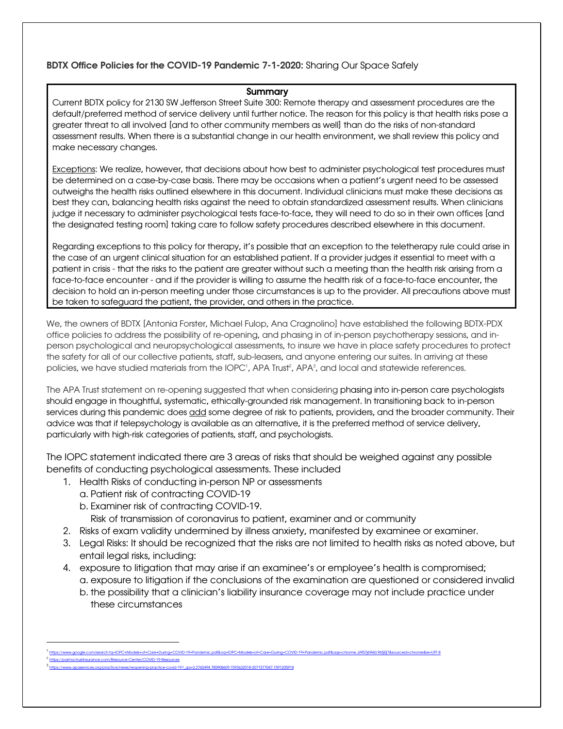**BDTX Office Policies for the COVID-19 Pandemic 7-1-2020:** Sharing Our Space Safely

**Summary**

Current BDTX policy for 2130 SW Jefferson Street Suite 300: Remote therapy and assessment procedures are the default/preferred method of service delivery until further notice. The reason for this policy is that health risks pose a greater threat to all involved [and to other community members as well] than do the risks of non-standard assessment results. When there is a substantial change in our health environment, we shall review this policy and make necessary changes.

Exceptions: We realize, however, that decisions about how best to administer psychological test procedures must be determined on a case-by-case basis. There may be occasions when a patient's urgent need to be assessed outweighs the health risks outlined elsewhere in this document. Individual clinicians must make these decisions as best they can, balancing health risks against the need to obtain standardized assessment results. When clinicians judge it necessary to administer psychological tests face-to-face, they will need to do so in their own offices [and the designated testing room] taking care to follow safety procedures described elsewhere in this document.

Regarding exceptions to this policy for therapy, it's possible that an exception to the teletherapy rule could arise in the case of an urgent clinical situation for an established patient. If a provider judges it essential to meet with a patient in crisis - that the risks to the patient are greater without such a meeting than the health risk arising from a face-to-face encounter - and if the provider is willing to assume the health risk of a face-to-face encounter, the decision to hold an in-person meeting under those circumstances is up to the provider. All precautions above must be taken to safeguard the patient, the provider, and others in the practice.

We, the owners of BDTX [Antonia Forster, Michael Fulop, Ana Cragnolino] have established the following BDTX-PDX office policies to address the possibility of re-opening, and phasing in of in-person psychotherapy sessions, and in-person psychological and neuropsychological assessments, to insure we have in place safety procedures to protect the safety for all of our collective patients, staff, sub-leasers, and anyone entering our suites. In arriving at these policies, we have studied materials from the IOPC[1], APA Trust[2], APA[3], and local and statewide references.

The APA Trust statement on re-opening suggested that when considering phasing into in-person care psychologists should engage in thoughtful, systematic, ethically-grounded risk management. In transitioning back to in-person services during this pandemic does add some degree of risk to patients, providers, and the broader community. Their advice was that if telepsychology is available as an alternative, it is the preferred method of service delivery, particularly with high-risk categories of patients, staff, and psychologists.

The IOPC statement indicated there are 3 areas of risks that should be weighed against any possible benefits of conducting psychological assessments. These included

1. Health Risks of conducting in-person NP or assessments
   a. Patient risk of contracting COVID-19
   b. Examiner risk of contracting COVID-19.
      Risk of transmission of coronavirus to patient, examiner and or community
2. Risks of exam validity undermined by illness anxiety, manifested by examinee or examiner.
3. Legal Risks: It should be recognized that the risks are not limited to health risks as noted above, but entail legal risks, including:
4. exposure to litigation that may arise if an examinee's or employee's health is compromised;
   a. exposure to litigation if the conclusions of the examination are questioned or considered invalid
   b. the possibility that a clinician's liability insurance coverage may not include practice under these circumstances

---

[1] https://www.google.com/search?q=IOPC+Models+of+Care+During+COVID-19+Pandemic.pdf&oq=IOPC+Models+of+Care+During+COVID-19+Pandemic.pdf&aqs=chrome..69i57j69i60.965j0j7&sourceid=chrome&ie=UTF-8

[2] https://parma.trustinsurance.com/Resource-Center/COVID-19-Resources

[3] https://www.apaservices.org/practice/news/reopening-practice-covid-19?_ga=2.2765494.785908609.1593632518-2071577047.1591205918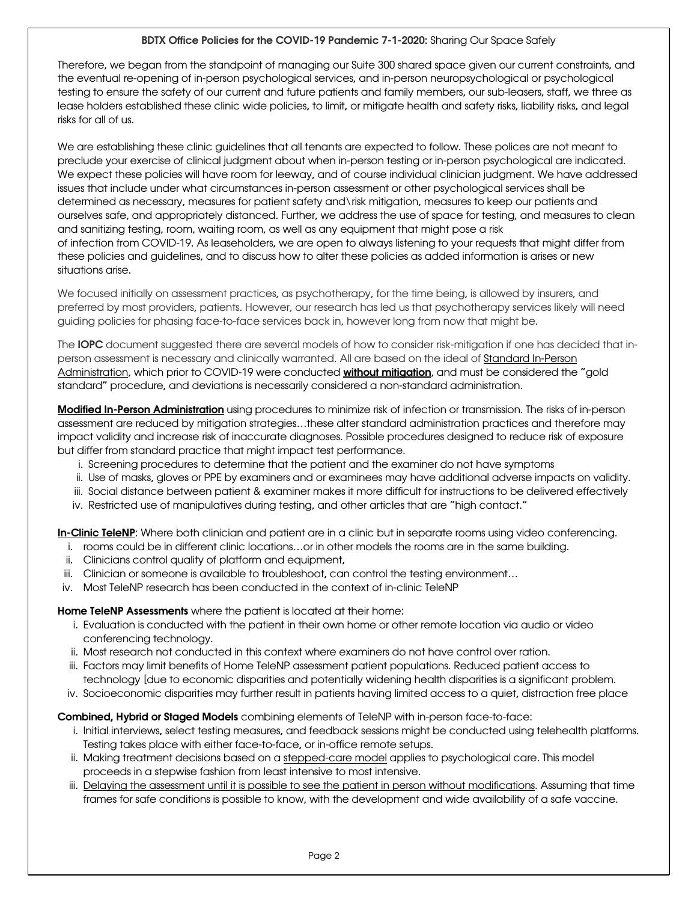**BDTX Office Policies for the COVID-19 Pandemic 7-1-2020:** Sharing Our Space Safely

Therefore, we began from the standpoint of managing our Suite 300 shared space given our current constraints, and the eventual re-opening of in-person psychological services, and in-person neuropsychological or psychological testing to ensure the safety of our current and future patients and family members, our sub-leasers, staff, we three as lease holders established these clinic wide policies, to limit, or mitigate health and safety risks, liability risks, and legal risks for all of us.

We are establishing these clinic guidelines that all tenants are expected to follow. These polices are not meant to preclude your exercise of clinical judgment about when in-person testing or in-person psychological are indicated. We expect these policies will have room for leeway, and of course individual clinician judgment. We have addressed issues that include under what circumstances in-person assessment or other psychological services shall be determined as necessary, measures for patient safety and\risk mitigation, measures to keep our patients and ourselves safe, and appropriately distanced. Further, we address the use of space for testing, and measures to clean and sanitizing testing, room, waiting room, as well as any equipment that might pose a risk of infection from COVID-19. As leaseholders, we are open to always listening to your requests that might differ from these policies and guidelines, and to discuss how to alter these policies as added information is arises or new situations arise.

We focused initially on assessment practices, as psychotherapy, for the time being, is allowed by insurers, and preferred by most providers, patients. However, our research has led us that psychotherapy services likely will need guiding policies for phasing face-to-face services back in, however long from now that might be.

The **IOPC** document suggested there are several models of how to consider risk-mitigation if one has decided that in-person assessment is necessary and clinically warranted. All are based on the ideal of <u>Standard In-Person Administration</u>, which prior to COVID-19 were conducted **<u>without mitigation</u>**, and must be considered the "gold standard" procedure, and deviations is necessarily considered a non-standard administration.

**<u>Modified In-Person Administration</u>** using procedures to minimize risk of infection or transmission. The risks of in-person assessment are reduced by mitigation strategies…these alter standard administration practices and therefore may impact validity and increase risk of inaccurate diagnoses. Possible procedures designed to reduce risk of exposure but differ from standard practice that might impact test performance.

i. Screening procedures to determine that the patient and the examiner do not have symptoms
ii. Use of masks, gloves or PPE by examiners and or examinees may have additional adverse impacts on validity.
iii. Social distance between patient & examiner makes it more difficult for instructions to be delivered effectively
iv. Restricted use of manipulatives during testing, and other articles that are "high contact."

**<u>In-Clinic TeleNP</u>**: Where both clinician and patient are in a clinic but in separate rooms using video conferencing.

i. rooms could be in different clinic locations…or in other models the rooms are in the same building.
ii. Clinicians control quality of platform and equipment,
iii. Clinician or someone is available to troubleshoot, can control the testing environment…
iv. Most TeleNP research has been conducted in the context of in-clinic TeleNP

**Home TeleNP Assessments** where the patient is located at their home:

i. Evaluation is conducted with the patient in their own home or other remote location via audio or video conferencing technology.
ii. Most research not conducted in this context where examiners do not have control over ration.
iii. Factors may limit benefits of Home TeleNP assessment patient populations. Reduced patient access to technology [due to economic disparities and potentially widening health disparities is a significant problem.
iv. Socioeconomic disparities may further result in patients having limited access to a quiet, distraction free place

**Combined, Hybrid or Staged Models** combining elements of TeleNP with in-person face-to-face:

i. Initial interviews, select testing measures, and feedback sessions might be conducted using telehealth platforms. Testing takes place with either face-to-face, or in-office remote setups.
ii. Making treatment decisions based on a <u>stepped-care model</u> applies to psychological care. This model proceeds in a stepwise fashion from least intensive to most intensive.
iii. <u>Delaying the assessment until it is possible to see the patient in person without modifications</u>. Assuming that time frames for safe conditions is possible to know, with the development and wide availability of a safe vaccine.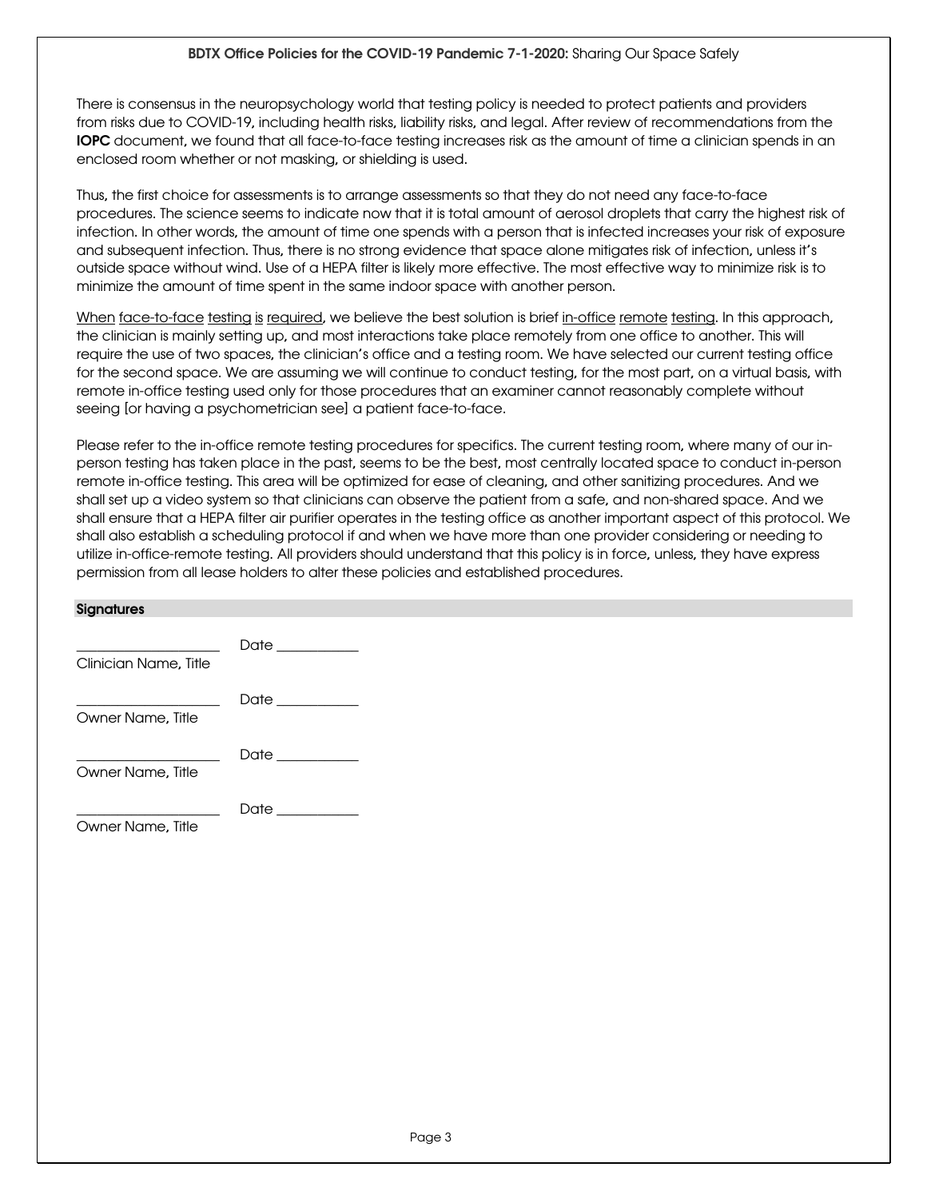There is consensus in the neuropsychology world that testing policy is needed to protect patients and providers from risks due to COVID-19, including health risks, liability risks, and legal. After review of recommendations from the **IOPC** document, we found that all face-to-face testing increases risk as the amount of time a clinician spends in an enclosed room whether or not masking, or shielding is used.

Thus, the first choice for assessments is to arrange assessments so that they do not need any face-to-face procedures. The science seems to indicate now that it is total amount of aerosol droplets that carry the highest risk of infection. In other words, the amount of time one spends with a person that is infected increases your risk of exposure and subsequent infection. Thus, there is no strong evidence that space alone mitigates risk of infection, unless it's outside space without wind. Use of a HEPA filter is likely more effective. The most effective way to minimize risk is to minimize the amount of time spent in the same indoor space with another person.

When face-to-face testing is required, we believe the best solution is brief in-office remote testing. In this approach, the clinician is mainly setting up, and most interactions take place remotely from one office to another. This will require the use of two spaces, the clinician's office and a testing room. We have selected our current testing office for the second space. We are assuming we will continue to conduct testing, for the most part, on a virtual basis, with remote in-office testing used only for those procedures that an examiner cannot reasonably complete without seeing [or having a psychometrician see] a patient face-to-face.

Please refer to the in-office remote testing procedures for specifics. The current testing room, where many of our in-person testing has taken place in the past, seems to be the best, most centrally located space to conduct in-person remote in-office testing. This area will be optimized for ease of cleaning, and other sanitizing procedures. And we shall set up a video system so that clinicians can observe the patient from a safe, and non-shared space. And we shall ensure that a HEPA filter air purifier operates in the testing office as another important aspect of this protocol. We shall also establish a scheduling protocol if and when we have more than one provider considering or needing to utilize in-office-remote testing. All providers should understand that this policy is in force, unless, they have express permission from all lease holders to alter these policies and established procedures.

**Signatures**

____________________ Date ___________
Clinician Name, Title

____________________ Date ___________
Owner Name, Title

____________________ Date ___________
Owner Name, Title

____________________ Date ___________
Owner Name, Title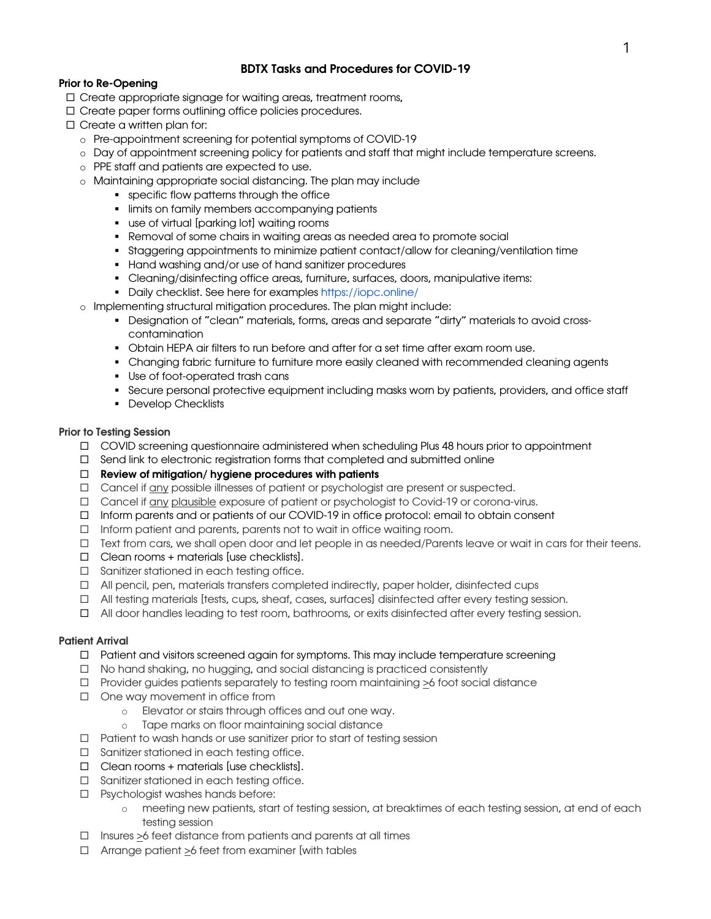## BDTX Tasks and Procedures for COVID-19

**Prior to Re-Opening**

- ☐ Create appropriate signage for waiting areas, treatment rooms,
- ☐ Create paper forms outlining office policies procedures.
- ☐ Create a written plan for:
  - Pre-appointment screening for potential symptoms of COVID-19
  - Day of appointment screening policy for patients and staff that might include temperature screens.
  - PPE staff and patients are expected to use.
  - Maintaining appropriate social distancing. The plan may include
    - specific flow patterns through the office
    - limits on family members accompanying patients
    - use of virtual [parking lot] waiting rooms
    - Removal of some chairs in waiting areas as needed area to promote social
    - Staggering appointments to minimize patient contact/allow for cleaning/ventilation time
    - Hand washing and/or use of hand sanitizer procedures
    - Cleaning/disinfecting office areas, furniture, surfaces, doors, manipulative items:
    - Daily checklist. See here for examples https://iopc.online/
  - Implementing structural mitigation procedures. The plan might include:
    - Designation of "clean" materials, forms, areas and separate "dirty" materials to avoid cross-contamination
    - Obtain HEPA air filters to run before and after for a set time after exam room use.
    - Changing fabric furniture to furniture more easily cleaned with recommended cleaning agents
    - Use of foot-operated trash cans
    - Secure personal protective equipment including masks worn by patients, providers, and office staff
    - Develop Checklists

**Prior to Testing Session**

- ☐ COVID screening questionnaire administered when scheduling Plus 48 hours prior to appointment
- ☐ Send link to electronic registration forms that completed and submitted online
- ☐ **Review of mitigation/ hygiene procedures with patients**
- ☐ Cancel if <u>any</u> possible illnesses of patient or psychologist are present or suspected.
- ☐ Cancel if <u>any</u> <u>plausible</u> exposure of patient or psychologist to Covid-19 or corona-virus.
- ☐ Inform parents and or patients of our COVID-19 in office protocol: email to obtain consent
- ☐ Inform patient and parents, parents not to wait in office waiting room.
- ☐ Text from cars, we shall open door and let people in as needed/Parents leave or wait in cars for their teens.
- ☐ Clean rooms + materials [use checklists].
- ☐ Sanitizer stationed in each testing office.
- ☐ All pencil, pen, materials transfers completed indirectly, paper holder, disinfected cups
- ☐ All testing materials [tests, cups, sheaf, cases, surfaces] disinfected after every testing session.
- ☐ All door handles leading to test room, bathrooms, or exits disinfected after every testing session.

**Patient Arrival**

- ☐ Patient and visitors screened again for symptoms. This may include temperature screening
- ☐ No hand shaking, no hugging, and social distancing is practiced consistently
- ☐ Provider guides patients separately to testing room maintaining $\geq$6 foot social distance
- ☐ One way movement in office from
  - Elevator or stairs through offices and out one way.
  - Tape marks on floor maintaining social distance
- ☐ Patient to wash hands or use sanitizer prior to start of testing session
- ☐ Sanitizer stationed in each testing office.
- ☐ Clean rooms + materials [use checklists].
- ☐ Sanitizer stationed in each testing office.
- ☐ Psychologist washes hands before:
  - meeting new patients, start of testing session, at breaktimes of each testing session, at end of each testing session
- ☐ Insures $\geq$6 feet distance from patients and parents at all times
- ☐ Arrange patient $\geq$6 feet from examiner [with tables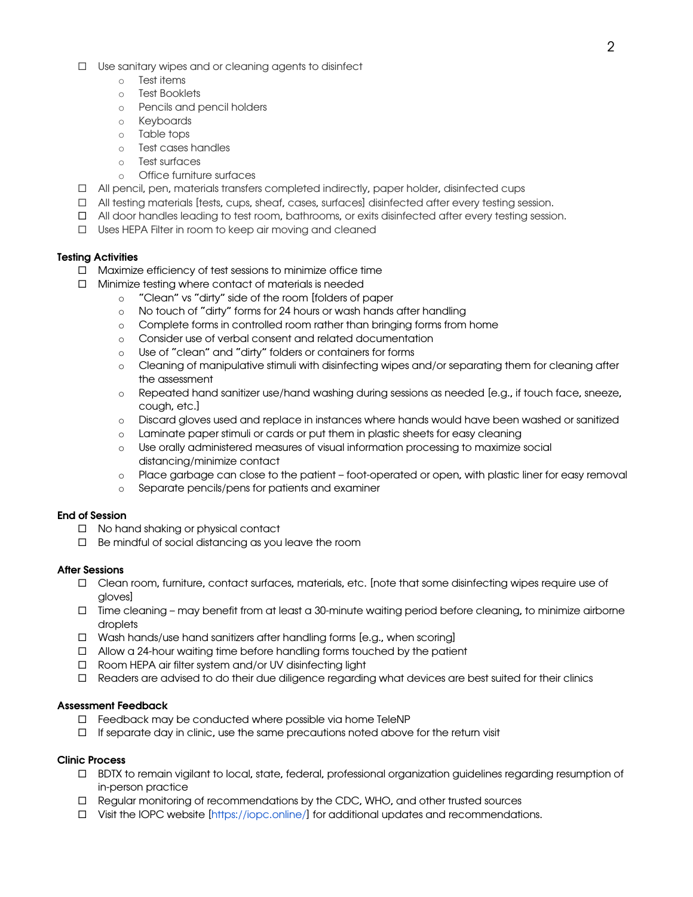- ☐ Use sanitary wipes and or cleaning agents to disinfect
  - Test items
  - Test Booklets
  - Pencils and pencil holders
  - Keyboards
  - Table tops
  - Test cases handles
  - Test surfaces
  - Office furniture surfaces
- ☐ All pencil, pen, materials transfers completed indirectly, paper holder, disinfected cups
- ☐ All testing materials [tests, cups, sheaf, cases, surfaces] disinfected after every testing session.
- ☐ All door handles leading to test room, bathrooms, or exits disinfected after every testing session.
- ☐ Uses HEPA Filter in room to keep air moving and cleaned

**Testing Activities**

- ☐ Maximize efficiency of test sessions to minimize office time
- ☐ Minimize testing where contact of materials is needed
  - "Clean" vs "dirty" side of the room [folders of paper
  - No touch of "dirty" forms for 24 hours or wash hands after handling
  - Complete forms in controlled room rather than bringing forms from home
  - Consider use of verbal consent and related documentation
  - Use of "clean" and "dirty" folders or containers for forms
  - Cleaning of manipulative stimuli with disinfecting wipes and/or separating them for cleaning after the assessment
  - Repeated hand sanitizer use/hand washing during sessions as needed [e.g., if touch face, sneeze, cough, etc.]
  - Discard gloves used and replace in instances where hands would have been washed or sanitized
  - Laminate paper stimuli or cards or put them in plastic sheets for easy cleaning
  - Use orally administered measures of visual information processing to maximize social distancing/minimize contact
  - Place garbage can close to the patient – foot-operated or open, with plastic liner for easy removal
  - Separate pencils/pens for patients and examiner

**End of Session**

- ☐ No hand shaking or physical contact
- ☐ Be mindful of social distancing as you leave the room

**After Sessions**

- ☐ Clean room, furniture, contact surfaces, materials, etc. [note that some disinfecting wipes require use of gloves]
- ☐ Time cleaning – may benefit from at least a 30-minute waiting period before cleaning, to minimize airborne droplets
- ☐ Wash hands/use hand sanitizers after handling forms [e.g., when scoring]
- ☐ Allow a 24-hour waiting time before handling forms touched by the patient
- ☐ Room HEPA air filter system and/or UV disinfecting light
- ☐ Readers are advised to do their due diligence regarding what devices are best suited for their clinics

**Assessment Feedback**

- ☐ Feedback may be conducted where possible via home TeleNP
- ☐ If separate day in clinic, use the same precautions noted above for the return visit

**Clinic Process**

- ☐ BDTX to remain vigilant to local, state, federal, professional organization guidelines regarding resumption of in-person practice
- ☐ Regular monitoring of recommendations by the CDC, WHO, and other trusted sources
- ☐ Visit the IOPC website [https://iopc.online/] for additional updates and recommendations.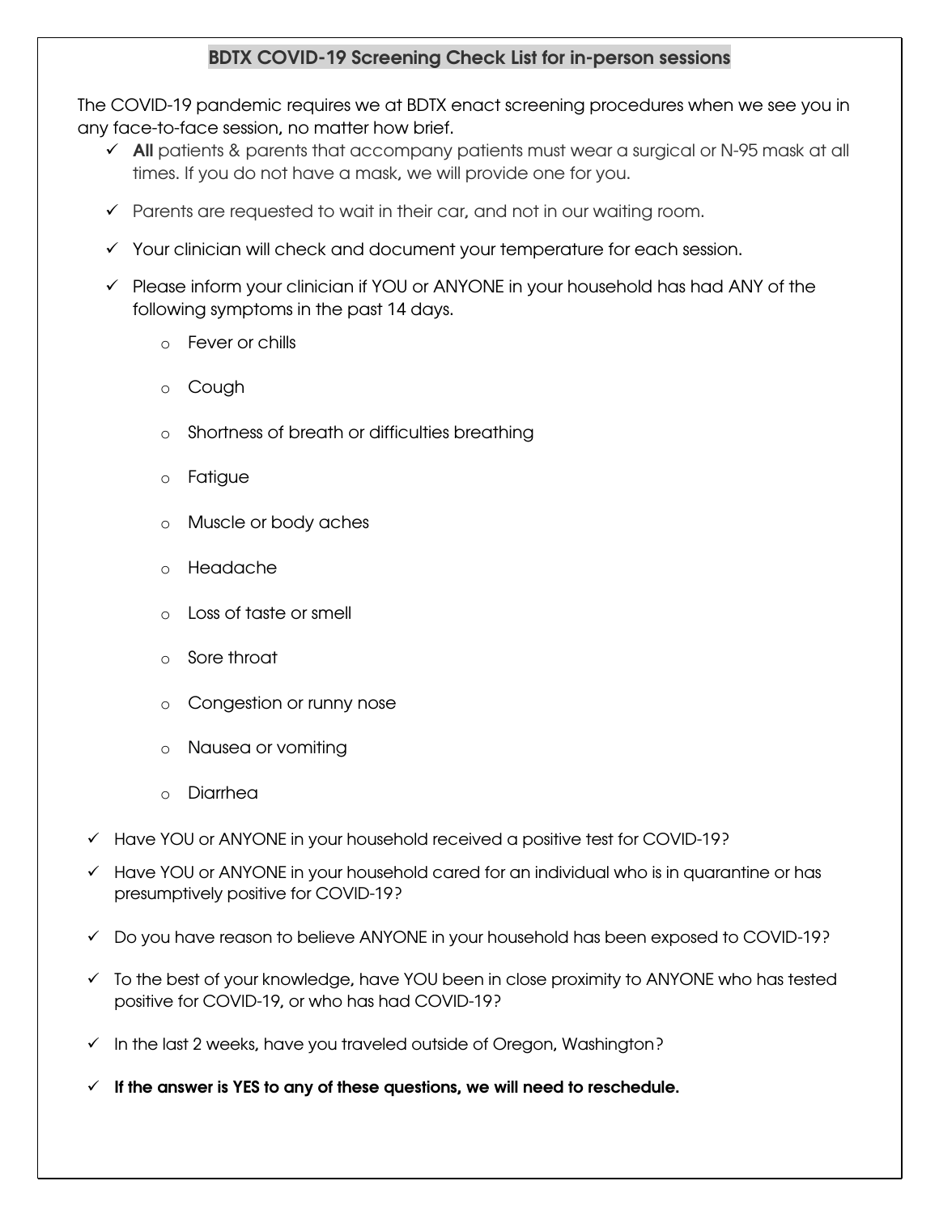## BDTX COVID-19 Screening Check List for in-person sessions

The COVID-19 pandemic requires we at BDTX enact screening procedures when we see you in any face-to-face session, no matter how brief.

- ✓ **All** patients & parents that accompany patients must wear a surgical or N-95 mask at all times. If you do not have a mask, we will provide one for you.
- ✓ Parents are requested to wait in their car, and not in our waiting room.
- ✓ Your clinician will check and document your temperature for each session.
- ✓ Please inform your clinician if YOU or ANYONE in your household has had ANY of the following symptoms in the past 14 days.
  - Fever or chills
  - Cough
  - Shortness of breath or difficulties breathing
  - Fatigue
  - Muscle or body aches
  - Headache
  - Loss of taste or smell
  - Sore throat
  - Congestion or runny nose
  - Nausea or vomiting
  - Diarrhea
- ✓ Have YOU or ANYONE in your household received a positive test for COVID-19?
- ✓ Have YOU or ANYONE in your household cared for an individual who is in quarantine or has presumptively positive for COVID-19?
- ✓ Do you have reason to believe ANYONE in your household has been exposed to COVID-19?
- ✓ To the best of your knowledge, have YOU been in close proximity to ANYONE who has tested positive for COVID-19, or who has had COVID-19?
- ✓ In the last 2 weeks, have you traveled outside of Oregon, Washington?
- ✓ **If the answer is YES to any of these questions, we will need to reschedule.**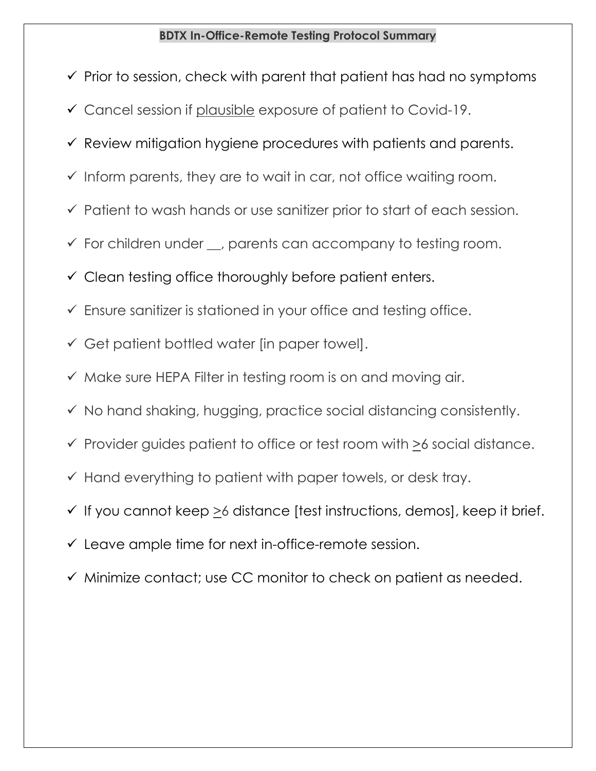**BDTX In-Office-Remote Testing Protocol Summary**

- ✓ Prior to session, check with parent that patient has had no symptoms
- ✓ Cancel session if <u>plausible</u> exposure of patient to Covid-19.
- ✓ Review mitigation hygiene procedures with patients and parents.
- ✓ Inform parents, they are to wait in car, not office waiting room.
- ✓ Patient to wash hands or use sanitizer prior to start of each session.
- ✓ For children under __, parents can accompany to testing room.
- ✓ Clean testing office thoroughly before patient enters.
- ✓ Ensure sanitizer is stationed in your office and testing office.
- ✓ Get patient bottled water [in paper towel].
- ✓ Make sure HEPA Filter in testing room is on and moving air.
- ✓ No hand shaking, hugging, practice social distancing consistently.
- ✓ Provider guides patient to office or test room with ≥6 social distance.
- ✓ Hand everything to patient with paper towels, or desk tray.
- ✓ If you cannot keep ≥6 distance [test instructions, demos], keep it brief.
- ✓ Leave ample time for next in-office-remote session.
- ✓ Minimize contact; use CC monitor to check on patient as needed.